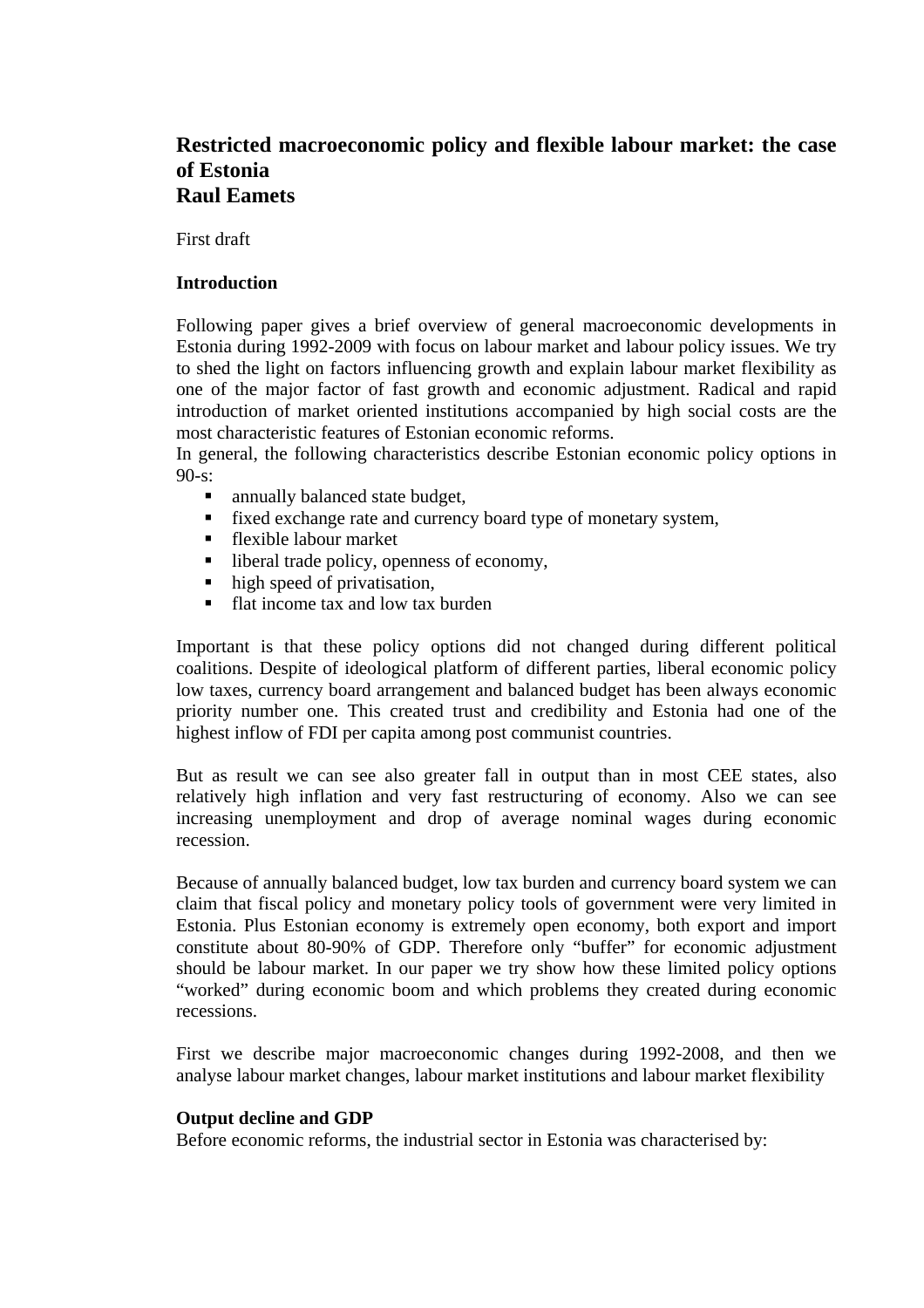# Restricted macroeconomic policy and flexible labour market: the case of Estonia

**Raul Eamets**

First draft

## Introduction

Following paper gives a brief overview of general macroeconomic developments in Estonia during 1992-2009 with focus on labour market and labour policy issues. We try to shed the light on factors influencing growth and explain labour market flexibility as one of the major factor of fast growth and economic adjustment. Radical and rapid introduction of market oriented institutions accompanied by high social costs are the most characteristic features of Estonian economic reforms.

In general, the following characteristics describe Estonian economic policy options in 90-s:

- annually balanced state budget,
- fixed exchange rate and currency board type of monetary system,
- flexible labour market
- liberal trade policy, openness of economy,
- high speed of privatisation,
- flat income tax and low tax burden

Important is that these policy options did not changed during different political coalitions. Despite of ideological platform of different parties, liberal economic policy low taxes, currency board arrangement and balanced budget has been always economic priority number one. This created trust and credibility and Estonia had one of the highest inflow of FDI per capita among post communist countries.

But as result we can see also greater fall in output than in most CEE states, also relatively high inflation and very fast restructuring of economy. Also we can see increasing unemployment and drop of average nominal wages during economic recession.

Because of annually balanced budget, low tax burden and currency board system we can claim that fiscal policy and monetary policy tools of government were very limited in Estonia. Plus Estonian economy is extremely open economy, both export and import constitute about 80-90% of GDP. Therefore only "buffer" for economic adjustment should be labour market. In our paper we try show how these limited policy options "worked" during economic boom and which problems they created during economic recessions.

First we describe major macroeconomic changes during 1992-2008, and then we analyse labour market changes, labour market institutions and labour market flexibility

## Output decline and GDP

Before economic reforms, the industrial sector in Estonia was characterised by: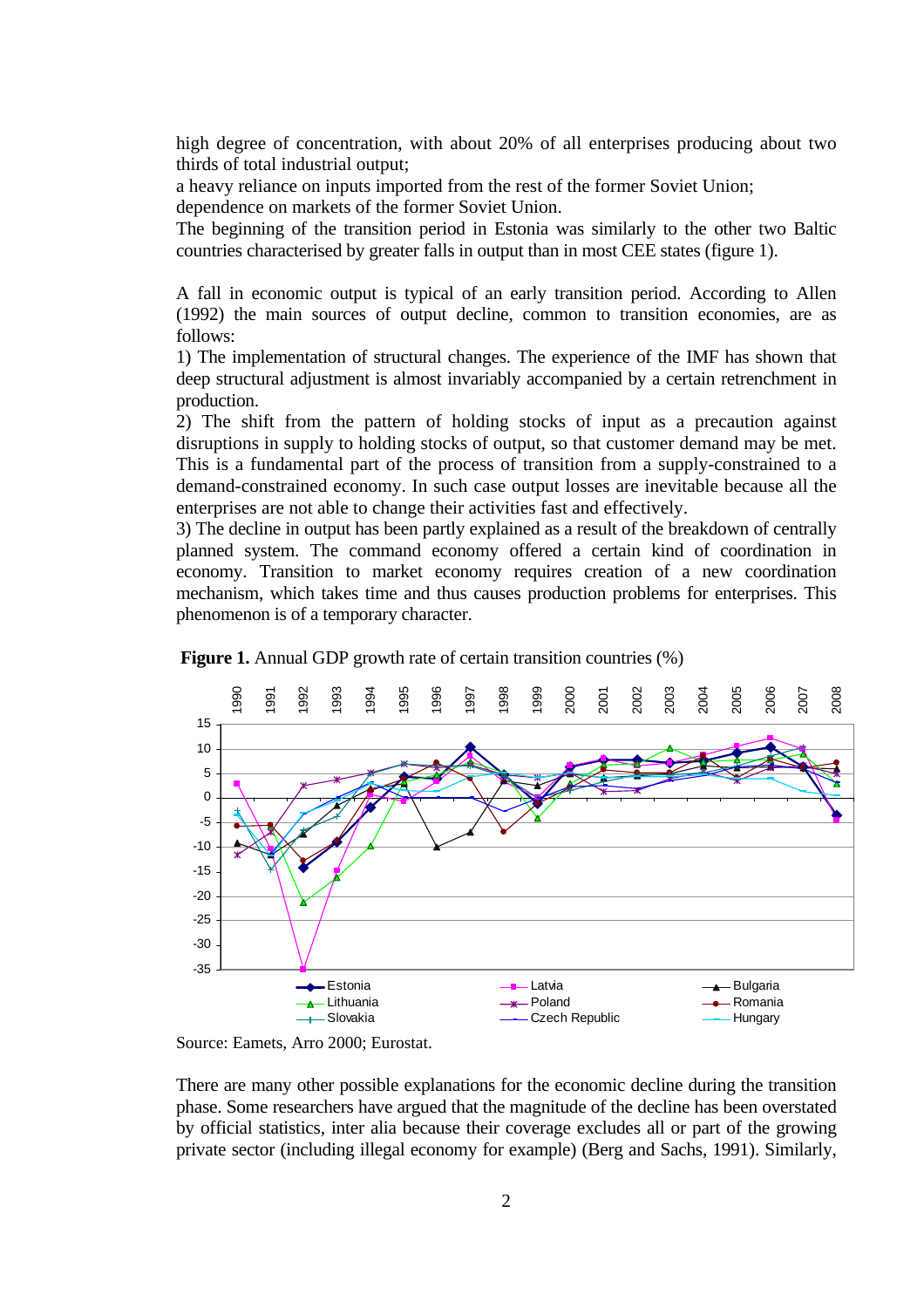high degree of concentration, with about 20% of all enterprises producing about two thirds of total industrial output;

a heavy reliance on inputs imported from the rest of the former Soviet Union;

dependence on markets of the former Soviet Union.

The beginning of the transition period in Estonia was similarly to the other two Baltic countries characterised by greater falls in output than in most CEE states (figure 1).

A fall in economic output is typical of an early transition period. According to Allen (1992) the main sources of output decline, common to transition economies, are as follows:

1) The implementation of structural changes. The experience of the IMF has shown that deep structural adjustment is almost invariably accompanied by a certain retrenchment in production.

2) The shift from the pattern of holding stocks of input as a precaution against disruptions in supply to holding stocks of output, so that customer demand may be met. This is a fundamental part of the process of transition from a supply-constrained to a demand-constrained economy. In such case output losses are inevitable because all the enterprises are not able to change their activities fast and effectively.

3) The decline in output has been partly explained as a result of the breakdown of centrally planned system. The command economy offered a certain kind of coordination in economy. Transition to market economy requires creation of a new coordination mechanism, which takes time and thus causes production problems for enterprises. This phenomenon is of a temporary character.

**Figure 1.** Annual GDP growth rate of certain transition countries (%)

Source: Eamets, Arro 2000; Eurostat.

There are many other possible explanations for the economic decline during the transition phase. Some researchers have argued that the magnitude of the decline has been overstated by official statistics, inter alia because their coverage excludes all or part of the growing private sector (including illegal economy for example) (Berg and Sachs, 1991). Similarly,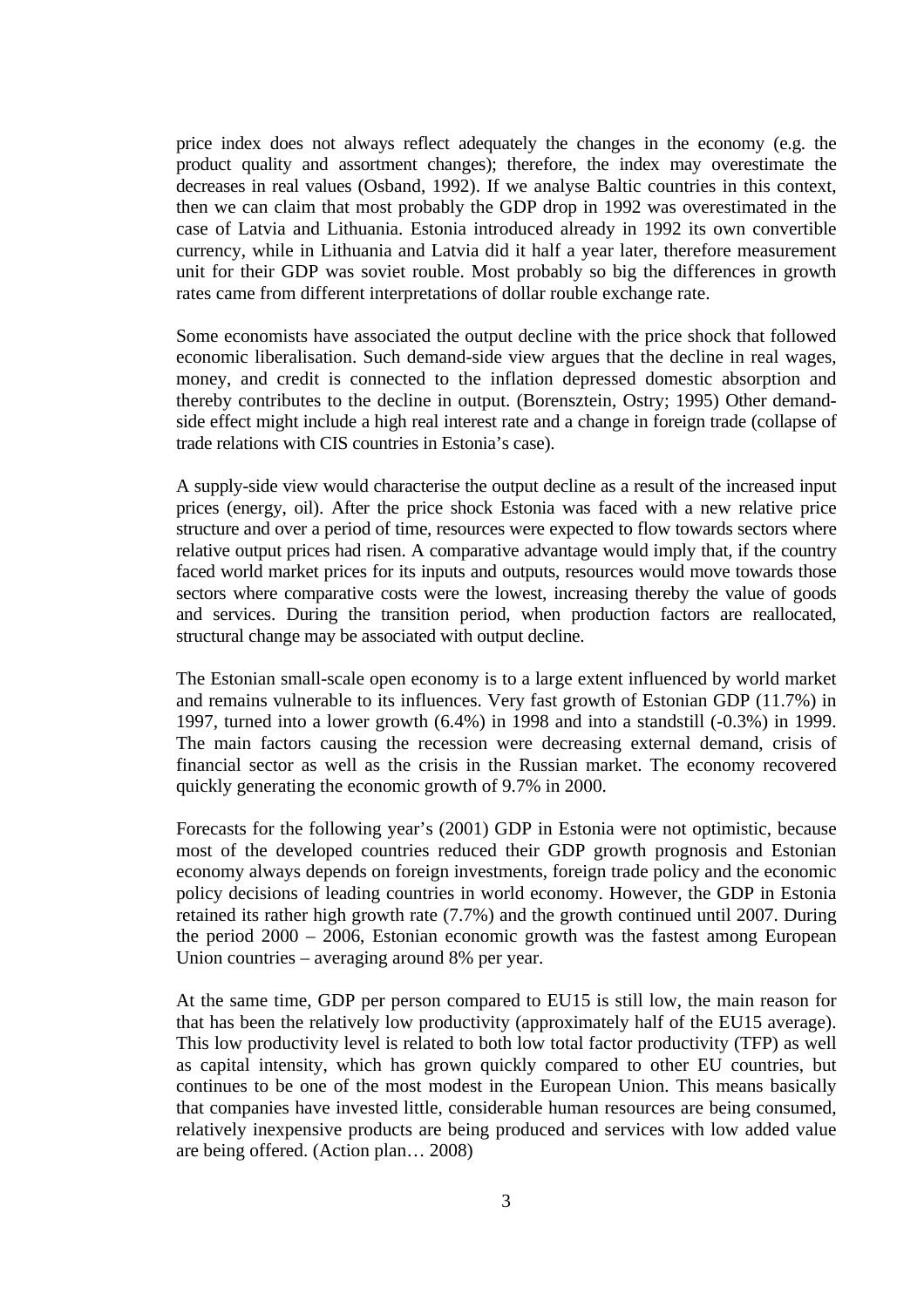price index does not always reflect adequately the changes in the economy (e.g. the product quality and assortment changes); therefore, the index may overestimate the decreases in real values (Osband, 1992). If we analyse Baltic countries in this context, then we can claim that most probably the GDP drop in 1992 was overestimated in the case of Latvia and Lithuania. Estonia introduced already in 1992 its own convertible currency, while in Lithuania and Latvia did it half a year later, therefore measurement unit for their GDP was soviet rouble. Most probably so big the differences in growth rates came from different interpretations of dollar rouble exchange rate.

Some economists have associated the output decline with the price shock that followed economic liberalisation. Such demand-side view argues that the decline in real wages, money, and credit is connected to the inflation depressed domestic absorption and thereby contributes to the decline in output. (Borensztein, Ostry; 1995) Other demand-side effect might include a high real interest rate and a change in foreign trade (collapse of trade relations with CIS countries in Estonia's case).

A supply-side view would characterise the output decline as a result of the increased input prices (energy, oil). After the price shock Estonia was faced with a new relative price structure and over a period of time, resources were expected to flow towards sectors where relative output prices had risen. A comparative advantage would imply that, if the country faced world market prices for its inputs and outputs, resources would move towards those sectors where comparative costs were the lowest, increasing thereby the value of goods and services. During the transition period, when production factors are reallocated, structural change may be associated with output decline.

The Estonian small-scale open economy is to a large extent influenced by world market and remains vulnerable to its influences. Very fast growth of Estonian GDP (11.7%) in 1997, turned into a lower growth (6.4%) in 1998 and into a standstill (-0.3%) in 1999. The main factors causing the recession were decreasing external demand, crisis of financial sector as well as the crisis in the Russian market. The economy recovered quickly generating the economic growth of 9.7% in 2000.

Forecasts for the following year's (2001) GDP in Estonia were not optimistic, because most of the developed countries reduced their GDP growth prognosis and Estonian economy always depends on foreign investments, foreign trade policy and the economic policy decisions of leading countries in world economy. However, the GDP in Estonia retained its rather high growth rate (7.7%) and the growth continued until 2007. During the period 2000 – 2006, Estonian economic growth was the fastest among European Union countries – averaging around 8% per year.

At the same time, GDP per person compared to EU15 is still low, the main reason for that has been the relatively low productivity (approximately half of the EU15 average). This low productivity level is related to both low total factor productivity (TFP) as well as capital intensity, which has grown quickly compared to other EU countries, but continues to be one of the most modest in the European Union. This means basically that companies have invested little, considerable human resources are being consumed, relatively inexpensive products are being produced and services with low added value are being offered. (Action plan… 2008)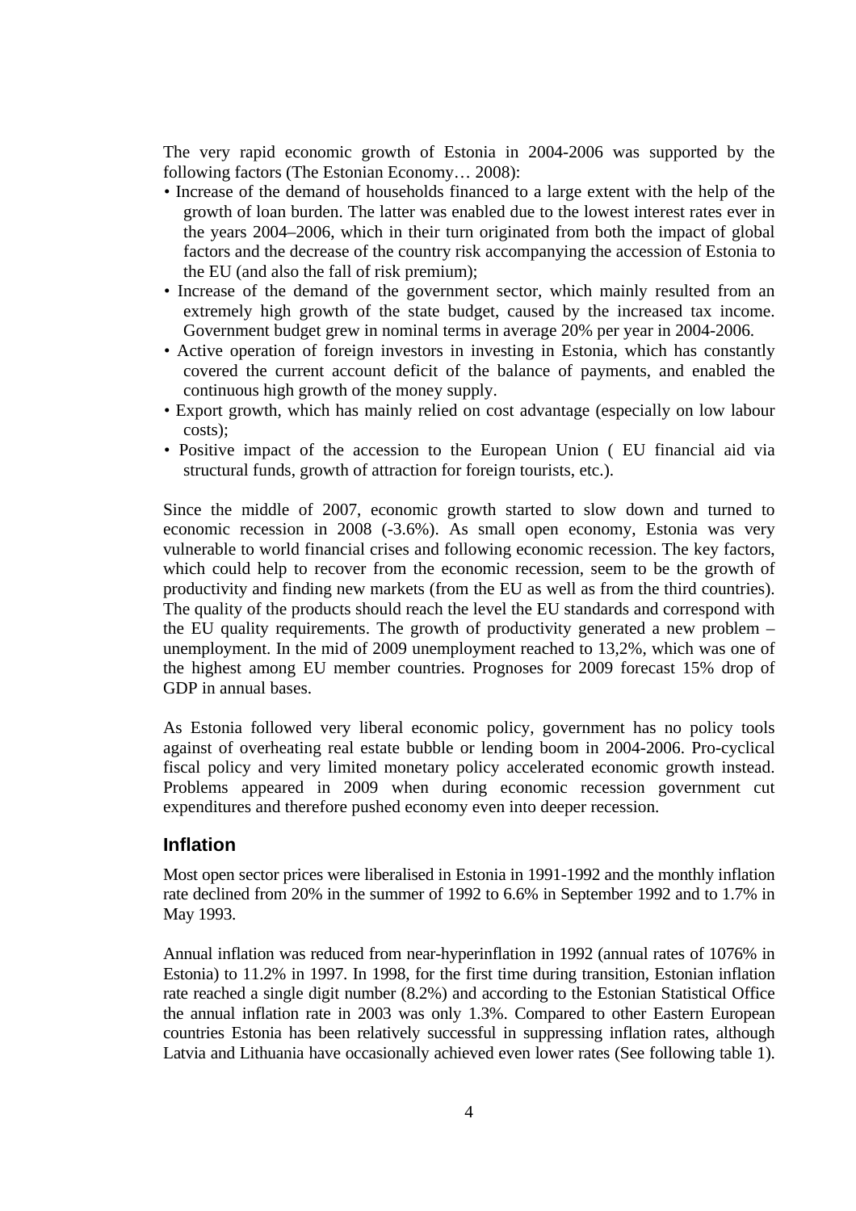The very rapid economic growth of Estonia in 2004-2006 was supported by the following factors (The Estonian Economy… 2008):

- Increase of the demand of households financed to a large extent with the help of the growth of loan burden. The latter was enabled due to the lowest interest rates ever in the years 2004–2006, which in their turn originated from both the impact of global factors and the decrease of the country risk accompanying the accession of Estonia to the EU (and also the fall of risk premium);
- Increase of the demand of the government sector, which mainly resulted from an extremely high growth of the state budget, caused by the increased tax income. Government budget grew in nominal terms in average 20% per year in 2004-2006.
- Active operation of foreign investors in investing in Estonia, which has constantly covered the current account deficit of the balance of payments, and enabled the continuous high growth of the money supply.
- Export growth, which has mainly relied on cost advantage (especially on low labour costs);
- Positive impact of the accession to the European Union ( EU financial aid via structural funds, growth of attraction for foreign tourists, etc.).

Since the middle of 2007, economic growth started to slow down and turned to economic recession in 2008 (-3.6%). As small open economy, Estonia was very vulnerable to world financial crises and following economic recession. The key factors, which could help to recover from the economic recession, seem to be the growth of productivity and finding new markets (from the EU as well as from the third countries). The quality of the products should reach the level the EU standards and correspond with the EU quality requirements. The growth of productivity generated a new problem – unemployment. In the mid of 2009 unemployment reached to 13,2%, which was one of the highest among EU member countries. Prognoses for 2009 forecast 15% drop of GDP in annual bases.

As Estonia followed very liberal economic policy, government has no policy tools against of overheating real estate bubble or lending boom in 2004-2006. Pro-cyclical fiscal policy and very limited monetary policy accelerated economic growth instead. Problems appeared in 2009 when during economic recession government cut expenditures and therefore pushed economy even into deeper recession.

## Inflation

Most open sector prices were liberalised in Estonia in 1991-1992 and the monthly inflation rate declined from 20% in the summer of 1992 to 6.6% in September 1992 and to 1.7% in May 1993.

Annual inflation was reduced from near-hyperinflation in 1992 (annual rates of 1076% in Estonia) to 11.2% in 1997. In 1998, for the first time during transition, Estonian inflation rate reached a single digit number (8.2%) and according to the Estonian Statistical Office the annual inflation rate in 2003 was only 1.3%. Compared to other Eastern European countries Estonia has been relatively successful in suppressing inflation rates, although Latvia and Lithuania have occasionally achieved even lower rates (See following table 1).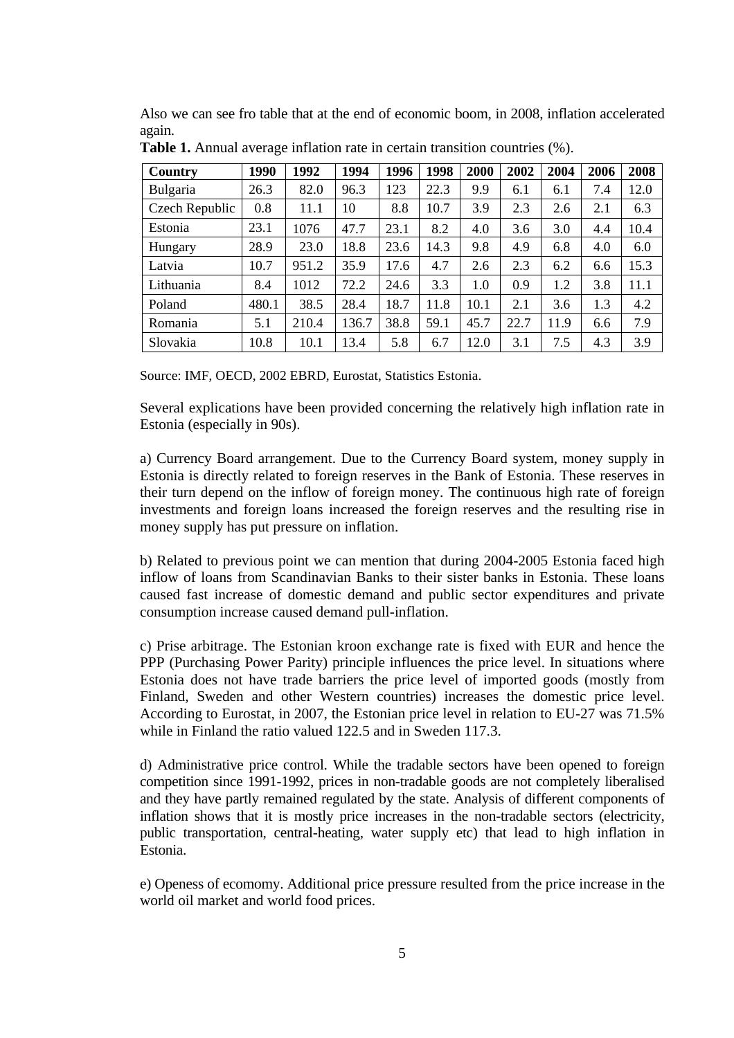Also we can see fro table that at the end of economic boom, in 2008, inflation accelerated again.

**Table 1.** Annual average inflation rate in certain transition countries (%).

| Country | 1990 | 1992 | 1994 | 1996 | 1998 | 2000 | 2002 | 2004 | 2006 | 2008 |
|---|---|---|---|---|---|---|---|---|---|---|
| Bulgaria | 26.3 | 82.0 | 96.3 | 123 | 22.3 | 9.9 | 6.1 | 6.1 | 7.4 | 12.0 |
| Czech Republic | 0.8 | 11.1 | 10 | 8.8 | 10.7 | 3.9 | 2.3 | 2.6 | 2.1 | 6.3 |
| Estonia | 23.1 | 1076 | 47.7 | 23.1 | 8.2 | 4.0 | 3.6 | 3.0 | 4.4 | 10.4 |
| Hungary | 28.9 | 23.0 | 18.8 | 23.6 | 14.3 | 9.8 | 4.9 | 6.8 | 4.0 | 6.0 |
| Latvia | 10.7 | 951.2 | 35.9 | 17.6 | 4.7 | 2.6 | 2.3 | 6.2 | 6.6 | 15.3 |
| Lithuania | 8.4 | 1012 | 72.2 | 24.6 | 3.3 | 1.0 | 0.9 | 1.2 | 3.8 | 11.1 |
| Poland | 480.1 | 38.5 | 28.4 | 18.7 | 11.8 | 10.1 | 2.1 | 3.6 | 1.3 | 4.2 |
| Romania | 5.1 | 210.4 | 136.7 | 38.8 | 59.1 | 45.7 | 22.7 | 11.9 | 6.6 | 7.9 |
| Slovakia | 10.8 | 10.1 | 13.4 | 5.8 | 6.7 | 12.0 | 3.1 | 7.5 | 4.3 | 3.9 |

Source: IMF, OECD, 2002 EBRD, Eurostat, Statistics Estonia.

Several explications have been provided concerning the relatively high inflation rate in Estonia (especially in 90s).

a) Currency Board arrangement. Due to the Currency Board system, money supply in Estonia is directly related to foreign reserves in the Bank of Estonia. These reserves in their turn depend on the inflow of foreign money. The continuous high rate of foreign investments and foreign loans increased the foreign reserves and the resulting rise in money supply has put pressure on inflation.

b) Related to previous point we can mention that during 2004-2005 Estonia faced high inflow of loans from Scandinavian Banks to their sister banks in Estonia. These loans caused fast increase of domestic demand and public sector expenditures and private consumption increase caused demand pull-inflation.

c) Prise arbitrage. The Estonian kroon exchange rate is fixed with EUR and hence the PPP (Purchasing Power Parity) principle influences the price level. In situations where Estonia does not have trade barriers the price level of imported goods (mostly from Finland, Sweden and other Western countries) increases the domestic price level. According to Eurostat, in 2007, the Estonian price level in relation to EU-27 was 71.5% while in Finland the ratio valued 122.5 and in Sweden 117.3.

d) Administrative price control. While the tradable sectors have been opened to foreign competition since 1991-1992, prices in non-tradable goods are not completely liberalised and they have partly remained regulated by the state. Analysis of different components of inflation shows that it is mostly price increases in the non-tradable sectors (electricity, public transportation, central-heating, water supply etc) that lead to high inflation in Estonia.

e) Openess of ecomomy. Additional price pressure resulted from the price increase in the world oil market and world food prices.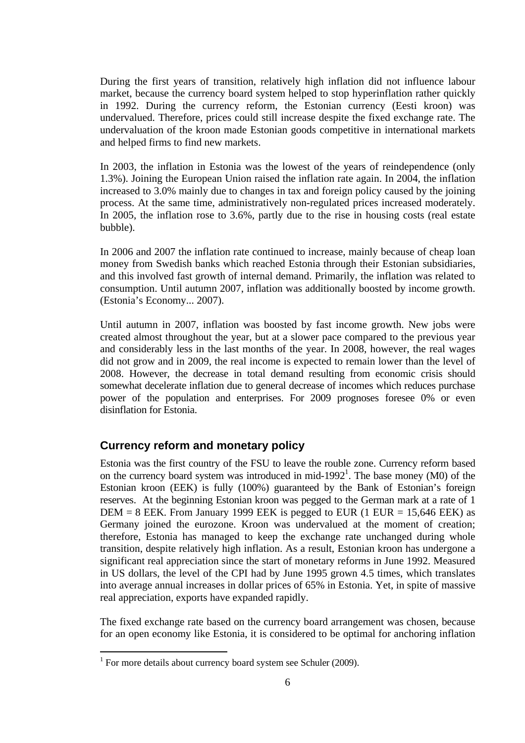During the first years of transition, relatively high inflation did not influence labour market, because the currency board system helped to stop hyperinflation rather quickly in 1992. During the currency reform, the Estonian currency (Eesti kroon) was undervalued. Therefore, prices could still increase despite the fixed exchange rate. The undervaluation of the kroon made Estonian goods competitive in international markets and helped firms to find new markets.

In 2003, the inflation in Estonia was the lowest of the years of reindependence (only 1.3%). Joining the European Union raised the inflation rate again. In 2004, the inflation increased to 3.0% mainly due to changes in tax and foreign policy caused by the joining process. At the same time, administratively non-regulated prices increased moderately. In 2005, the inflation rose to 3.6%, partly due to the rise in housing costs (real estate bubble).

In 2006 and 2007 the inflation rate continued to increase, mainly because of cheap loan money from Swedish banks which reached Estonia through their Estonian subsidiaries, and this involved fast growth of internal demand. Primarily, the inflation was related to consumption. Until autumn 2007, inflation was additionally boosted by income growth. (Estonia's Economy... 2007).

Until autumn in 2007, inflation was boosted by fast income growth. New jobs were created almost throughout the year, but at a slower pace compared to the previous year and considerably less in the last months of the year. In 2008, however, the real wages did not grow and in 2009, the real income is expected to remain lower than the level of 2008. However, the decrease in total demand resulting from economic crisis should somewhat decelerate inflation due to general decrease of incomes which reduces purchase power of the population and enterprises. For 2009 prognoses foresee 0% or even disinflation for Estonia.

## Currency reform and monetary policy

Estonia was the first country of the FSU to leave the rouble zone. Currency reform based on the currency board system was introduced in mid-1992[1]. The base money (M0) of the Estonian kroon (EEK) is fully (100%) guaranteed by the Bank of Estonian's foreign reserves. At the beginning Estonian kroon was pegged to the German mark at a rate of 1 DEM = 8 EEK. From January 1999 EEK is pegged to EUR (1 EUR = 15,646 EEK) as Germany joined the eurozone. Kroon was undervalued at the moment of creation; therefore, Estonia has managed to keep the exchange rate unchanged during whole transition, despite relatively high inflation. As a result, Estonian kroon has undergone a significant real appreciation since the start of monetary reforms in June 1992. Measured in US dollars, the level of the CPI had by June 1995 grown 4.5 times, which translates into average annual increases in dollar prices of 65% in Estonia. Yet, in spite of massive real appreciation, exports have expanded rapidly.

The fixed exchange rate based on the currency board arrangement was chosen, because for an open economy like Estonia, it is considered to be optimal for anchoring inflation

[1] For more details about currency board system see Schuler (2009).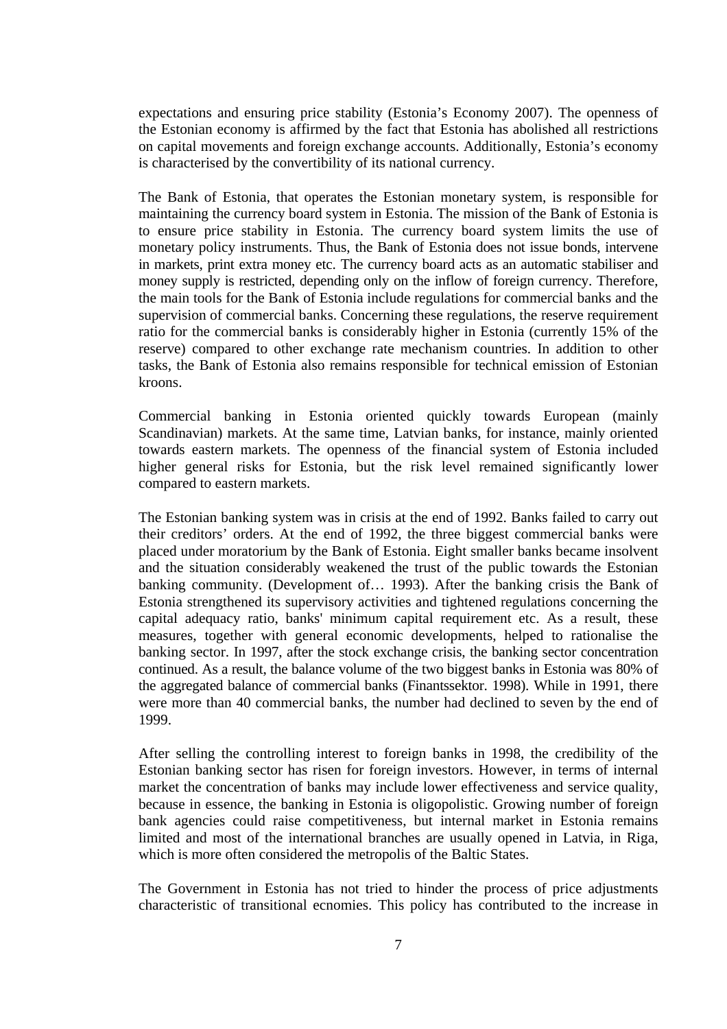expectations and ensuring price stability (Estonia's Economy 2007). The openness of the Estonian economy is affirmed by the fact that Estonia has abolished all restrictions on capital movements and foreign exchange accounts. Additionally, Estonia's economy is characterised by the convertibility of its national currency.

The Bank of Estonia, that operates the Estonian monetary system, is responsible for maintaining the currency board system in Estonia. The mission of the Bank of Estonia is to ensure price stability in Estonia. The currency board system limits the use of monetary policy instruments. Thus, the Bank of Estonia does not issue bonds, intervene in markets, print extra money etc. The currency board acts as an automatic stabiliser and money supply is restricted, depending only on the inflow of foreign currency. Therefore, the main tools for the Bank of Estonia include regulations for commercial banks and the supervision of commercial banks. Concerning these regulations, the reserve requirement ratio for the commercial banks is considerably higher in Estonia (currently 15% of the reserve) compared to other exchange rate mechanism countries. In addition to other tasks, the Bank of Estonia also remains responsible for technical emission of Estonian kroons.

Commercial banking in Estonia oriented quickly towards European (mainly Scandinavian) markets. At the same time, Latvian banks, for instance, mainly oriented towards eastern markets. The openness of the financial system of Estonia included higher general risks for Estonia, but the risk level remained significantly lower compared to eastern markets.

The Estonian banking system was in crisis at the end of 1992. Banks failed to carry out their creditors' orders. At the end of 1992, the three biggest commercial banks were placed under moratorium by the Bank of Estonia. Eight smaller banks became insolvent and the situation considerably weakened the trust of the public towards the Estonian banking community. (Development of… 1993). After the banking crisis the Bank of Estonia strengthened its supervisory activities and tightened regulations concerning the capital adequacy ratio, banks' minimum capital requirement etc. As a result, these measures, together with general economic developments, helped to rationalise the banking sector. In 1997, after the stock exchange crisis, the banking sector concentration continued. As a result, the balance volume of the two biggest banks in Estonia was 80% of the aggregated balance of commercial banks (Finantssektor. 1998). While in 1991, there were more than 40 commercial banks, the number had declined to seven by the end of 1999.

After selling the controlling interest to foreign banks in 1998, the credibility of the Estonian banking sector has risen for foreign investors. However, in terms of internal market the concentration of banks may include lower effectiveness and service quality, because in essence, the banking in Estonia is oligopolistic. Growing number of foreign bank agencies could raise competitiveness, but internal market in Estonia remains limited and most of the international branches are usually opened in Latvia, in Riga, which is more often considered the metropolis of the Baltic States.

The Government in Estonia has not tried to hinder the process of price adjustments characteristic of transitional ecnomies. This policy has contributed to the increase in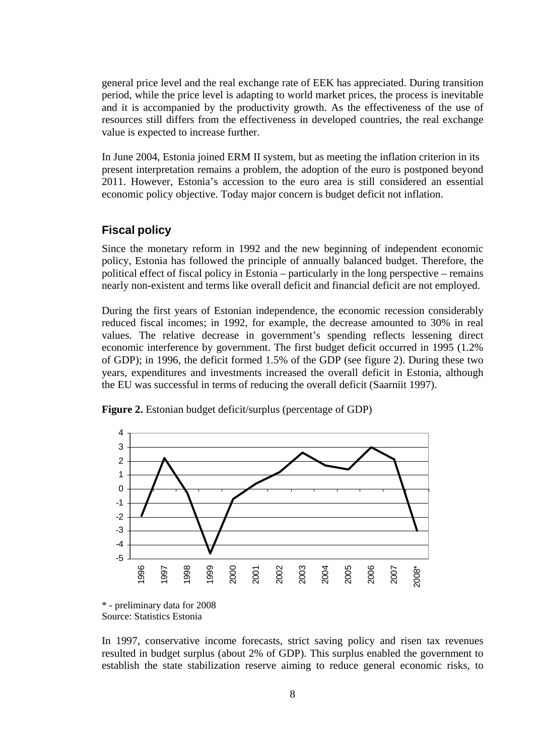general price level and the real exchange rate of EEK has appreciated. During transition period, while the price level is adapting to world market prices, the process is inevitable and it is accompanied by the productivity growth. As the effectiveness of the use of resources still differs from the effectiveness in developed countries, the real exchange value is expected to increase further.

In June 2004, Estonia joined ERM II system, but as meeting the inflation criterion in its present interpretation remains a problem, the adoption of the euro is postponed beyond 2011. However, Estonia's accession to the euro area is still considered an essential economic policy objective. Today major concern is budget deficit not inflation.

## Fiscal policy

Since the monetary reform in 1992 and the new beginning of independent economic policy, Estonia has followed the principle of annually balanced budget. Therefore, the political effect of fiscal policy in Estonia – particularly in the long perspective – remains nearly non-existent and terms like overall deficit and financial deficit are not employed.

During the first years of Estonian independence, the economic recession considerably reduced fiscal incomes; in 1992, for example, the decrease amounted to 30% in real values. The relative decrease in government's spending reflects lessening direct economic interference by government. The first budget deficit occurred in 1995 (1.2% of GDP); in 1996, the deficit formed 1.5% of the GDP (see figure 2). During these two years, expenditures and investments increased the overall deficit in Estonia, although the EU was successful in terms of reducing the overall deficit (Saarniit 1997).

**Figure 2.** Estonian budget deficit/surplus (percentage of GDP)

* - preliminary data for 2008
Source: Statistics Estonia

In 1997, conservative income forecasts, strict saving policy and risen tax revenues resulted in budget surplus (about 2% of GDP). This surplus enabled the government to establish the state stabilization reserve aiming to reduce general economic risks, to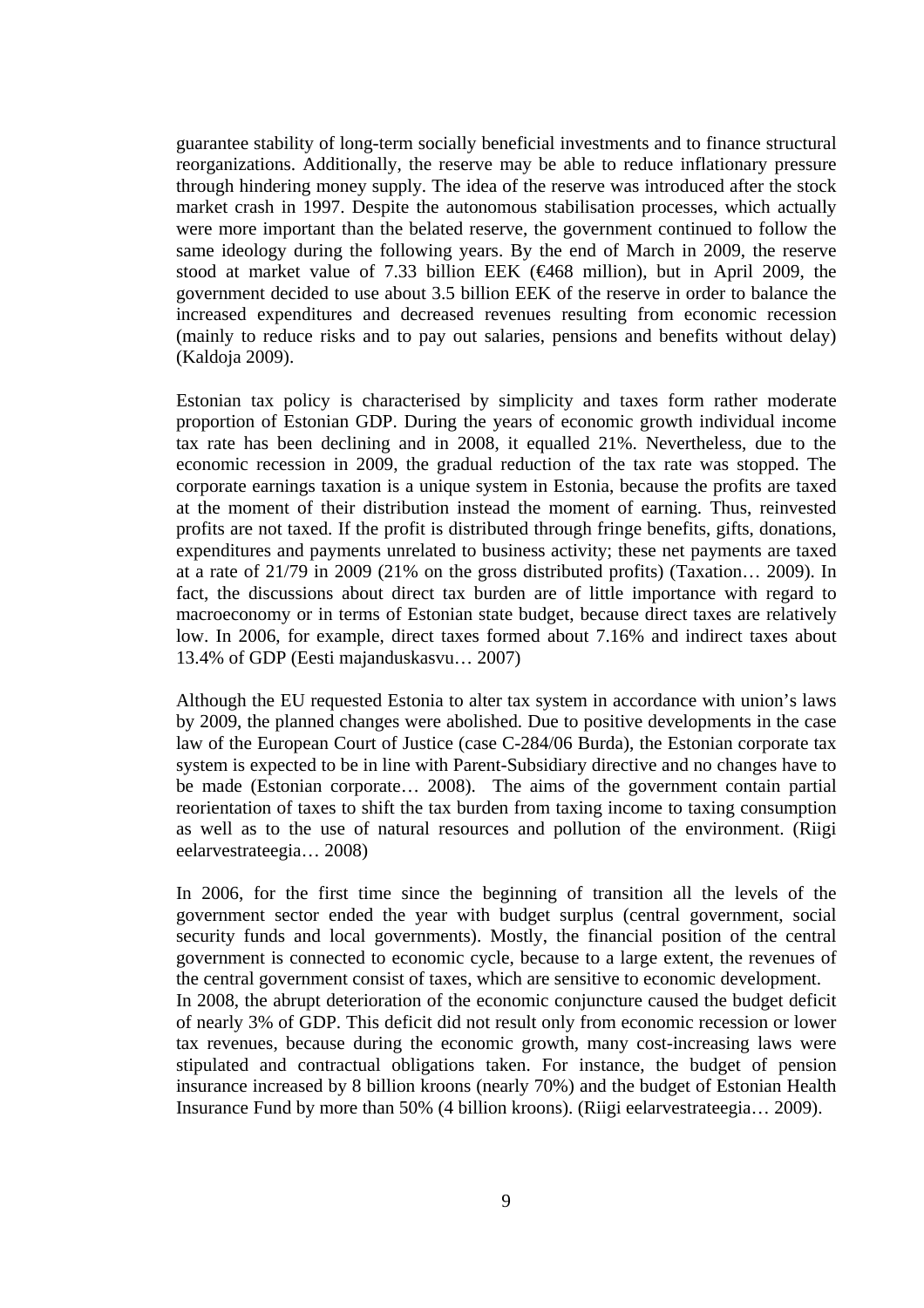guarantee stability of long-term socially beneficial investments and to finance structural reorganizations. Additionally, the reserve may be able to reduce inflationary pressure through hindering money supply. The idea of the reserve was introduced after the stock market crash in 1997. Despite the autonomous stabilisation processes, which actually were more important than the belated reserve, the government continued to follow the same ideology during the following years. By the end of March in 2009, the reserve stood at market value of 7.33 billion EEK (€468 million), but in April 2009, the government decided to use about 3.5 billion EEK of the reserve in order to balance the increased expenditures and decreased revenues resulting from economic recession (mainly to reduce risks and to pay out salaries, pensions and benefits without delay) (Kaldoja 2009).

Estonian tax policy is characterised by simplicity and taxes form rather moderate proportion of Estonian GDP. During the years of economic growth individual income tax rate has been declining and in 2008, it equalled 21%. Nevertheless, due to the economic recession in 2009, the gradual reduction of the tax rate was stopped. The corporate earnings taxation is a unique system in Estonia, because the profits are taxed at the moment of their distribution instead the moment of earning. Thus, reinvested profits are not taxed. If the profit is distributed through fringe benefits, gifts, donations, expenditures and payments unrelated to business activity; these net payments are taxed at a rate of 21/79 in 2009 (21% on the gross distributed profits) (Taxation… 2009). In fact, the discussions about direct tax burden are of little importance with regard to macroeconomy or in terms of Estonian state budget, because direct taxes are relatively low. In 2006, for example, direct taxes formed about 7.16% and indirect taxes about 13.4% of GDP (Eesti majanduskasvu… 2007)

Although the EU requested Estonia to alter tax system in accordance with union's laws by 2009, the planned changes were abolished. Due to positive developments in the case law of the European Court of Justice (case C-284/06 Burda), the Estonian corporate tax system is expected to be in line with Parent-Subsidiary directive and no changes have to be made (Estonian corporate… 2008). The aims of the government contain partial reorientation of taxes to shift the tax burden from taxing income to taxing consumption as well as to the use of natural resources and pollution of the environment. (Riigi eelarvestrateegia… 2008)

In 2006, for the first time since the beginning of transition all the levels of the government sector ended the year with budget surplus (central government, social security funds and local governments). Mostly, the financial position of the central government is connected to economic cycle, because to a large extent, the revenues of the central government consist of taxes, which are sensitive to economic development.
In 2008, the abrupt deterioration of the economic conjuncture caused the budget deficit of nearly 3% of GDP. This deficit did not result only from economic recession or lower tax revenues, because during the economic growth, many cost-increasing laws were stipulated and contractual obligations taken. For instance, the budget of pension insurance increased by 8 billion kroons (nearly 70%) and the budget of Estonian Health Insurance Fund by more than 50% (4 billion kroons). (Riigi eelarvestrateegia… 2009).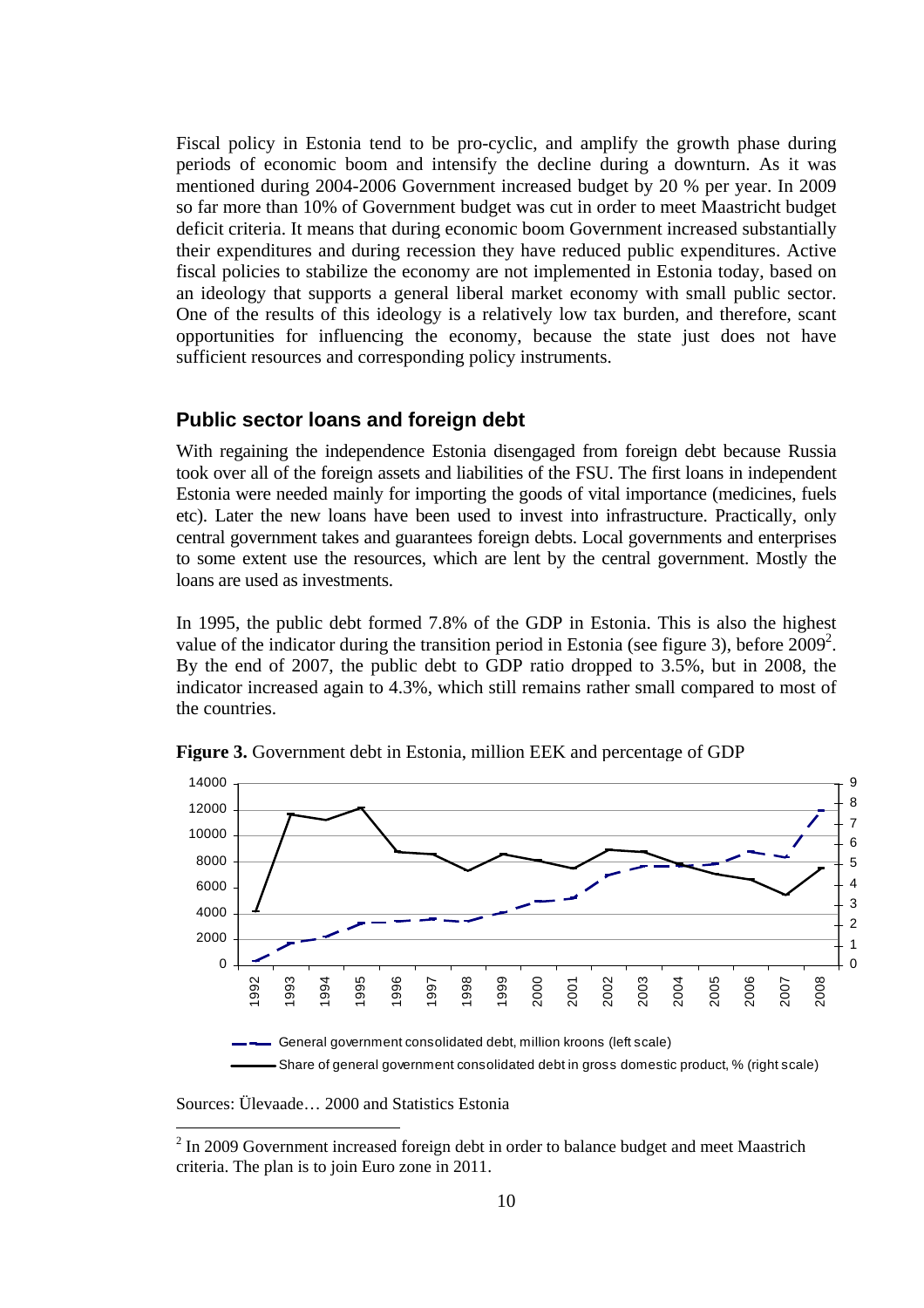Fiscal policy in Estonia tend to be pro-cyclic, and amplify the growth phase during periods of economic boom and intensify the decline during a downturn. As it was mentioned during 2004-2006 Government increased budget by 20 % per year. In 2009 so far more than 10% of Government budget was cut in order to meet Maastricht budget deficit criteria. It means that during economic boom Government increased substantially their expenditures and during recession they have reduced public expenditures. Active fiscal policies to stabilize the economy are not implemented in Estonia today, based on an ideology that supports a general liberal market economy with small public sector. One of the results of this ideology is a relatively low tax burden, and therefore, scant opportunities for influencing the economy, because the state just does not have sufficient resources and corresponding policy instruments.

## Public sector loans and foreign debt

With regaining the independence Estonia disengaged from foreign debt because Russia took over all of the foreign assets and liabilities of the FSU. The first loans in independent Estonia were needed mainly for importing the goods of vital importance (medicines, fuels etc). Later the new loans have been used to invest into infrastructure. Practically, only central government takes and guarantees foreign debts. Local governments and enterprises to some extent use the resources, which are lent by the central government. Mostly the loans are used as investments.

In 1995, the public debt formed 7.8% of the GDP in Estonia. This is also the highest value of the indicator during the transition period in Estonia (see figure 3), before 2009[2]. By the end of 2007, the public debt to GDP ratio dropped to 3.5%, but in 2008, the indicator increased again to 4.3%, which still remains rather small compared to most of the countries.

**Figure 3.** Government debt in Estonia, million EEK and percentage of GDP

General government consolidated debt, million kroons (left scale)

Share of general government consolidated debt in gross domestic product, % (right scale)

Sources: Ülevaade… 2000 and Statistics Estonia

[2] In 2009 Government increased foreign debt in order to balance budget and meet Maastrich criteria. The plan is to join Euro zone in 2011.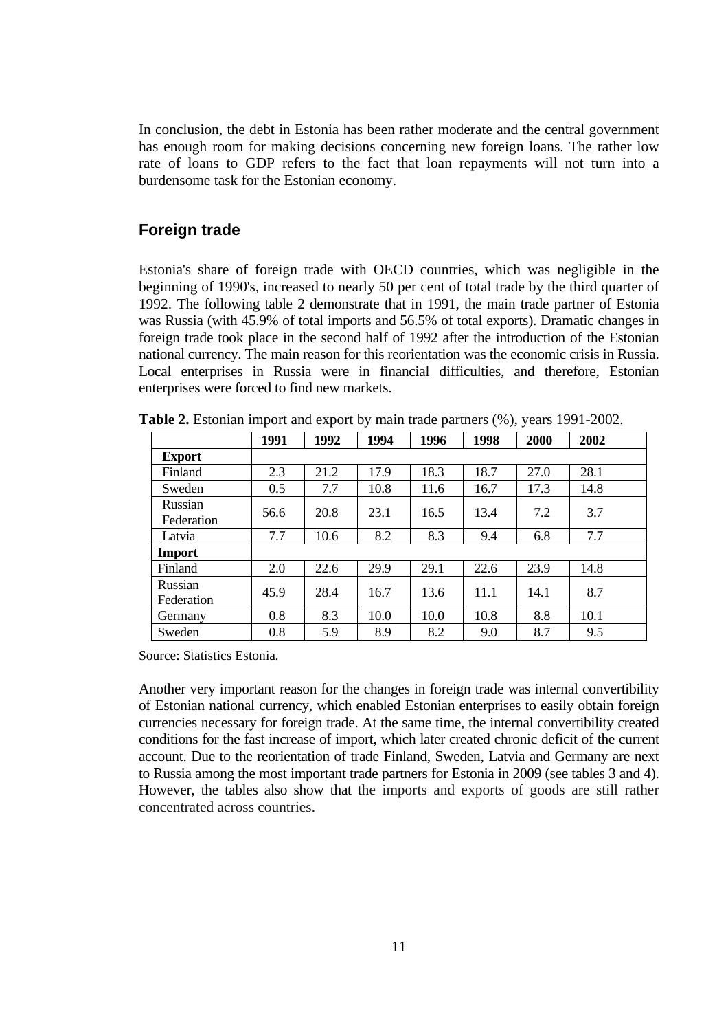In conclusion, the debt in Estonia has been rather moderate and the central government has enough room for making decisions concerning new foreign loans. The rather low rate of loans to GDP refers to the fact that loan repayments will not turn into a burdensome task for the Estonian economy.

## Foreign trade

Estonia's share of foreign trade with OECD countries, which was negligible in the beginning of 1990's, increased to nearly 50 per cent of total trade by the third quarter of 1992. The following table 2 demonstrate that in 1991, the main trade partner of Estonia was Russia (with 45.9% of total imports and 56.5% of total exports). Dramatic changes in foreign trade took place in the second half of 1992 after the introduction of the Estonian national currency. The main reason for this reorientation was the economic crisis in Russia. Local enterprises in Russia were in financial difficulties, and therefore, Estonian enterprises were forced to find new markets.

**Table 2.** Estonian import and export by main trade partners (%), years 1991-2002.

| | 1991 | 1992 | 1994 | 1996 | 1998 | 2000 | 2002 |
|---|---|---|---|---|---|---|---|
| **Export** | | | | | | | |
| Finland | 2.3 | 21.2 | 17.9 | 18.3 | 18.7 | 27.0 | 28.1 |
| Sweden | 0.5 | 7.7 | 10.8 | 11.6 | 16.7 | 17.3 | 14.8 |
| Russian Federation | 56.6 | 20.8 | 23.1 | 16.5 | 13.4 | 7.2 | 3.7 |
| Latvia | 7.7 | 10.6 | 8.2 | 8.3 | 9.4 | 6.8 | 7.7 |
| **Import** | | | | | | | |
| Finland | 2.0 | 22.6 | 29.9 | 29.1 | 22.6 | 23.9 | 14.8 |
| Russian Federation | 45.9 | 28.4 | 16.7 | 13.6 | 11.1 | 14.1 | 8.7 |
| Germany | 0.8 | 8.3 | 10.0 | 10.0 | 10.8 | 8.8 | 10.1 |
| Sweden | 0.8 | 5.9 | 8.9 | 8.2 | 9.0 | 8.7 | 9.5 |

Source: Statistics Estonia.

Another very important reason for the changes in foreign trade was internal convertibility of Estonian national currency, which enabled Estonian enterprises to easily obtain foreign currencies necessary for foreign trade. At the same time, the internal convertibility created conditions for the fast increase of import, which later created chronic deficit of the current account. Due to the reorientation of trade Finland, Sweden, Latvia and Germany are next to Russia among the most important trade partners for Estonia in 2009 (see tables 3 and 4). However, the tables also show that the imports and exports of goods are still rather concentrated across countries.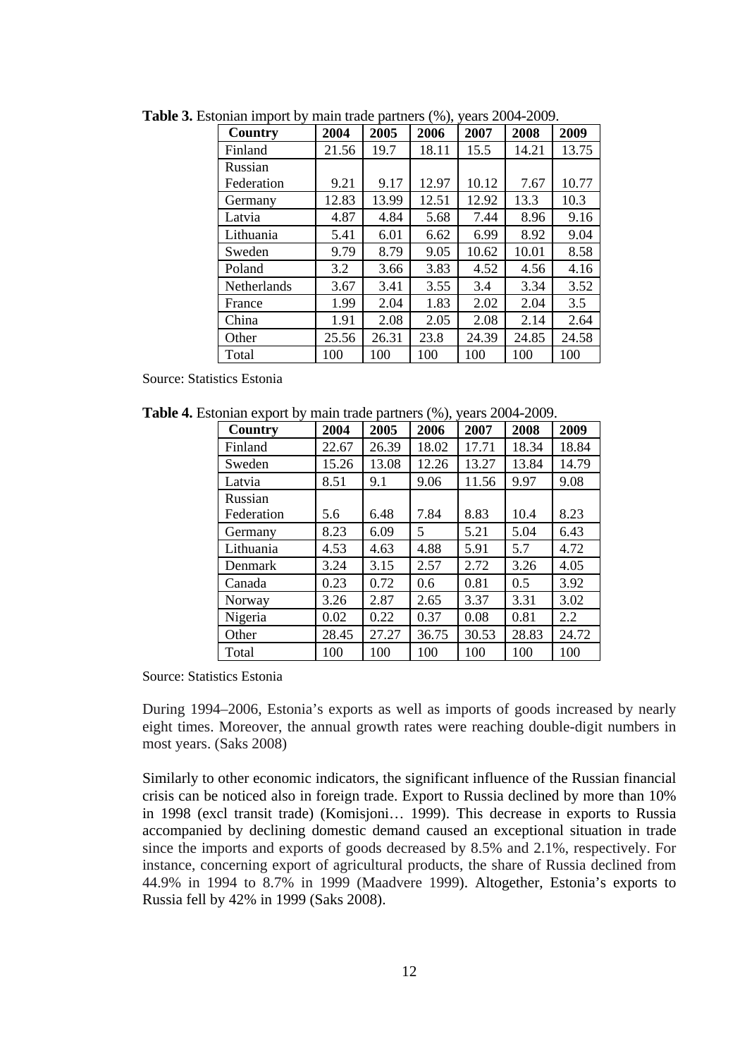**Table 3.** Estonian import by main trade partners (%), years 2004-2009.

| Country | 2004 | 2005 | 2006 | 2007 | 2008 | 2009 |
|---|---|---|---|---|---|---|
| Finland | 21.56 | 19.7 | 18.11 | 15.5 | 14.21 | 13.75 |
| Russian Federation | 9.21 | 9.17 | 12.97 | 10.12 | 7.67 | 10.77 |
| Germany | 12.83 | 13.99 | 12.51 | 12.92 | 13.3 | 10.3 |
| Latvia | 4.87 | 4.84 | 5.68 | 7.44 | 8.96 | 9.16 |
| Lithuania | 5.41 | 6.01 | 6.62 | 6.99 | 8.92 | 9.04 |
| Sweden | 9.79 | 8.79 | 9.05 | 10.62 | 10.01 | 8.58 |
| Poland | 3.2 | 3.66 | 3.83 | 4.52 | 4.56 | 4.16 |
| Netherlands | 3.67 | 3.41 | 3.55 | 3.4 | 3.34 | 3.52 |
| France | 1.99 | 2.04 | 1.83 | 2.02 | 2.04 | 3.5 |
| China | 1.91 | 2.08 | 2.05 | 2.08 | 2.14 | 2.64 |
| Other | 25.56 | 26.31 | 23.8 | 24.39 | 24.85 | 24.58 |
| Total | 100 | 100 | 100 | 100 | 100 | 100 |

Source: Statistics Estonia

**Table 4.** Estonian export by main trade partners (%), years 2004-2009.

| Country | 2004 | 2005 | 2006 | 2007 | 2008 | 2009 |
|---|---|---|---|---|---|---|
| Finland | 22.67 | 26.39 | 18.02 | 17.71 | 18.34 | 18.84 |
| Sweden | 15.26 | 13.08 | 12.26 | 13.27 | 13.84 | 14.79 |
| Latvia | 8.51 | 9.1 | 9.06 | 11.56 | 9.97 | 9.08 |
| Russian Federation | 5.6 | 6.48 | 7.84 | 8.83 | 10.4 | 8.23 |
| Germany | 8.23 | 6.09 | 5 | 5.21 | 5.04 | 6.43 |
| Lithuania | 4.53 | 4.63 | 4.88 | 5.91 | 5.7 | 4.72 |
| Denmark | 3.24 | 3.15 | 2.57 | 2.72 | 3.26 | 4.05 |
| Canada | 0.23 | 0.72 | 0.6 | 0.81 | 0.5 | 3.92 |
| Norway | 3.26 | 2.87 | 2.65 | 3.37 | 3.31 | 3.02 |
| Nigeria | 0.02 | 0.22 | 0.37 | 0.08 | 0.81 | 2.2 |
| Other | 28.45 | 27.27 | 36.75 | 30.53 | 28.83 | 24.72 |
| Total | 100 | 100 | 100 | 100 | 100 | 100 |

Source: Statistics Estonia

During 1994–2006, Estonia's exports as well as imports of goods increased by nearly eight times. Moreover, the annual growth rates were reaching double-digit numbers in most years. (Saks 2008)

Similarly to other economic indicators, the significant influence of the Russian financial crisis can be noticed also in foreign trade. Export to Russia declined by more than 10% in 1998 (excl transit trade) (Komisjoni… 1999). This decrease in exports to Russia accompanied by declining domestic demand caused an exceptional situation in trade since the imports and exports of goods decreased by 8.5% and 2.1%, respectively. For instance, concerning export of agricultural products, the share of Russia declined from 44.9% in 1994 to 8.7% in 1999 (Maadvere 1999). Altogether, Estonia's exports to Russia fell by 42% in 1999 (Saks 2008).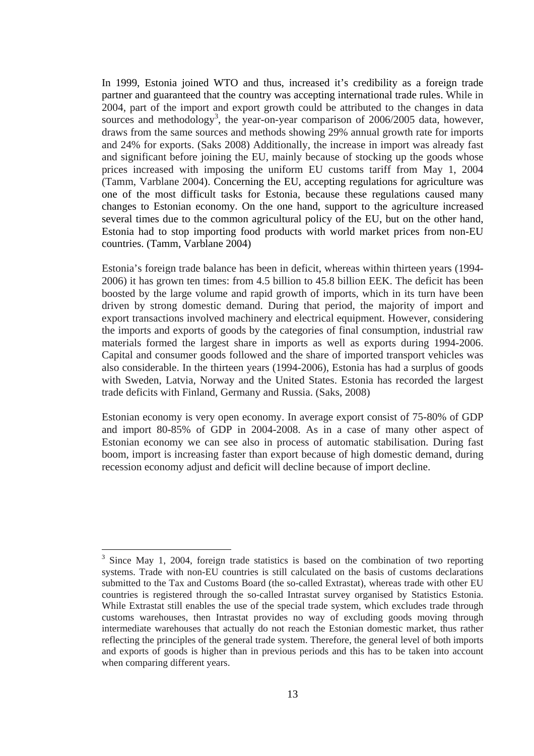In 1999, Estonia joined WTO and thus, increased it's credibility as a foreign trade partner and guaranteed that the country was accepting international trade rules. While in 2004, part of the import and export growth could be attributed to the changes in data sources and methodology[3], the year-on-year comparison of 2006/2005 data, however, draws from the same sources and methods showing 29% annual growth rate for imports and 24% for exports. (Saks 2008) Additionally, the increase in import was already fast and significant before joining the EU, mainly because of stocking up the goods whose prices increased with imposing the uniform EU customs tariff from May 1, 2004 (Tamm, Varblane 2004). Concerning the EU, accepting regulations for agriculture was one of the most difficult tasks for Estonia, because these regulations caused many changes to Estonian economy. On the one hand, support to the agriculture increased several times due to the common agricultural policy of the EU, but on the other hand, Estonia had to stop importing food products with world market prices from non-EU countries. (Tamm, Varblane 2004)

Estonia's foreign trade balance has been in deficit, whereas within thirteen years (1994-2006) it has grown ten times: from 4.5 billion to 45.8 billion EEK. The deficit has been boosted by the large volume and rapid growth of imports, which in its turn have been driven by strong domestic demand. During that period, the majority of import and export transactions involved machinery and electrical equipment. However, considering the imports and exports of goods by the categories of final consumption, industrial raw materials formed the largest share in imports as well as exports during 1994-2006. Capital and consumer goods followed and the share of imported transport vehicles was also considerable. In the thirteen years (1994-2006), Estonia has had a surplus of goods with Sweden, Latvia, Norway and the United States. Estonia has recorded the largest trade deficits with Finland, Germany and Russia. (Saks, 2008)

Estonian economy is very open economy. In average export consist of 75-80% of GDP and import 80-85% of GDP in 2004-2008. As in a case of many other aspect of Estonian economy we can see also in process of automatic stabilisation. During fast boom, import is increasing faster than export because of high domestic demand, during recession economy adjust and deficit will decline because of import decline.

---

[3] Since May 1, 2004, foreign trade statistics is based on the combination of two reporting systems. Trade with non-EU countries is still calculated on the basis of customs declarations submitted to the Tax and Customs Board (the so-called Extrastat), whereas trade with other EU countries is registered through the so-called Intrastat survey organised by Statistics Estonia. While Extrastat still enables the use of the special trade system, which excludes trade through customs warehouses, then Intrastat provides no way of excluding goods moving through intermediate warehouses that actually do not reach the Estonian domestic market, thus rather reflecting the principles of the general trade system. Therefore, the general level of both imports and exports of goods is higher than in previous periods and this has to be taken into account when comparing different years.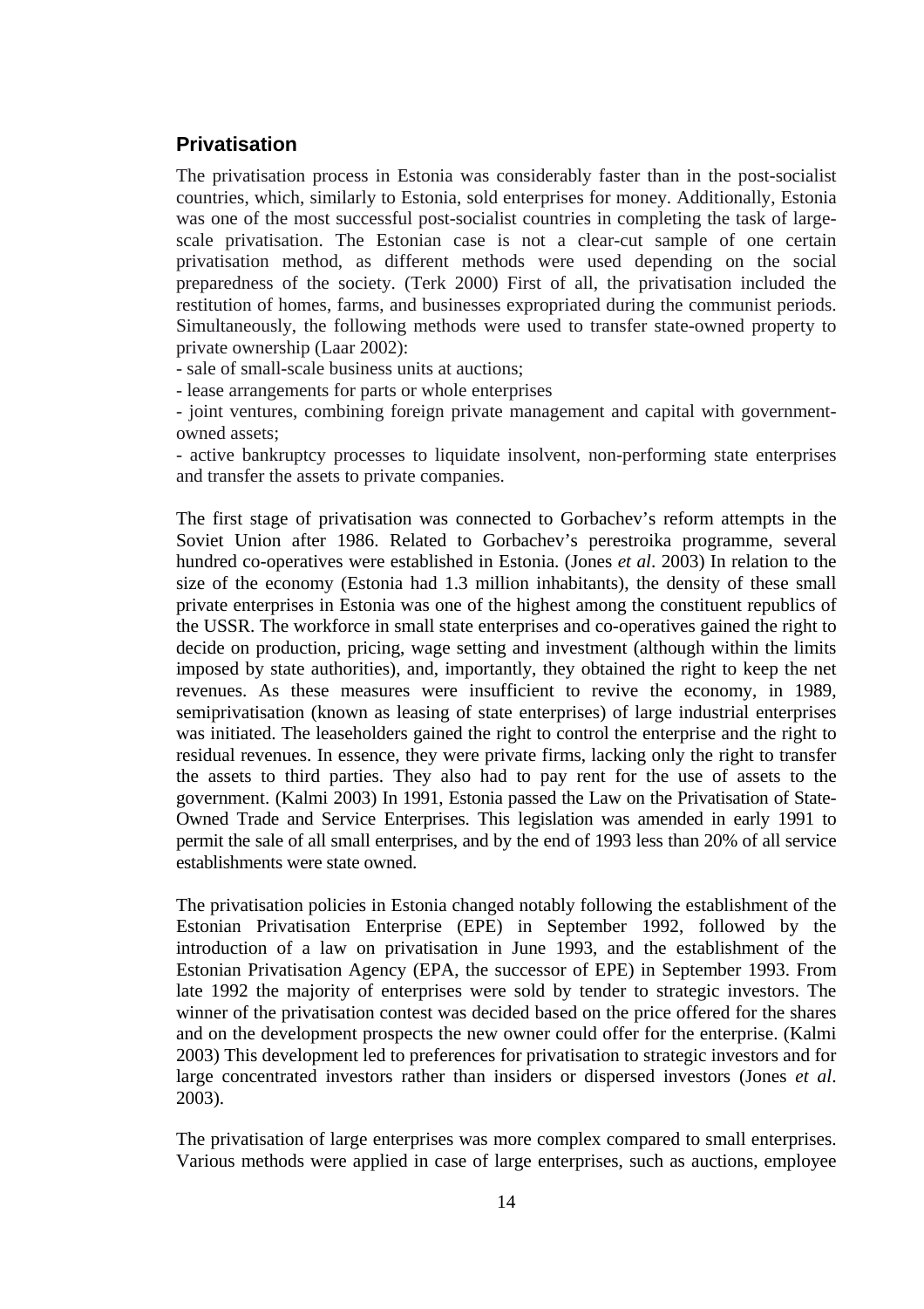## Privatisation

The privatisation process in Estonia was considerably faster than in the post-socialist countries, which, similarly to Estonia, sold enterprises for money. Additionally, Estonia was one of the most successful post-socialist countries in completing the task of large-scale privatisation. The Estonian case is not a clear-cut sample of one certain privatisation method, as different methods were used depending on the social preparedness of the society. (Terk 2000) First of all, the privatisation included the restitution of homes, farms, and businesses expropriated during the communist periods. Simultaneously, the following methods were used to transfer state-owned property to private ownership (Laar 2002):

- sale of small-scale business units at auctions;
- lease arrangements for parts or whole enterprises
- joint ventures, combining foreign private management and capital with government-owned assets;
- active bankruptcy processes to liquidate insolvent, non-performing state enterprises and transfer the assets to private companies.

The first stage of privatisation was connected to Gorbachev's reform attempts in the Soviet Union after 1986. Related to Gorbachev's perestroika programme, several hundred co-operatives were established in Estonia. (Jones *et al*. 2003) In relation to the size of the economy (Estonia had 1.3 million inhabitants), the density of these small private enterprises in Estonia was one of the highest among the constituent republics of the USSR. The workforce in small state enterprises and co-operatives gained the right to decide on production, pricing, wage setting and investment (although within the limits imposed by state authorities), and, importantly, they obtained the right to keep the net revenues. As these measures were insufficient to revive the economy, in 1989, semiprivatisation (known as leasing of state enterprises) of large industrial enterprises was initiated. The leaseholders gained the right to control the enterprise and the right to residual revenues. In essence, they were private firms, lacking only the right to transfer the assets to third parties. They also had to pay rent for the use of assets to the government. (Kalmi 2003) In 1991, Estonia passed the Law on the Privatisation of State-Owned Trade and Service Enterprises. This legislation was amended in early 1991 to permit the sale of all small enterprises, and by the end of 1993 less than 20% of all service establishments were state owned.

The privatisation policies in Estonia changed notably following the establishment of the Estonian Privatisation Enterprise (EPE) in September 1992, followed by the introduction of a law on privatisation in June 1993, and the establishment of the Estonian Privatisation Agency (EPA, the successor of EPE) in September 1993. From late 1992 the majority of enterprises were sold by tender to strategic investors. The winner of the privatisation contest was decided based on the price offered for the shares and on the development prospects the new owner could offer for the enterprise. (Kalmi 2003) This development led to preferences for privatisation to strategic investors and for large concentrated investors rather than insiders or dispersed investors (Jones *et al*. 2003).

The privatisation of large enterprises was more complex compared to small enterprises. Various methods were applied in case of large enterprises, such as auctions, employee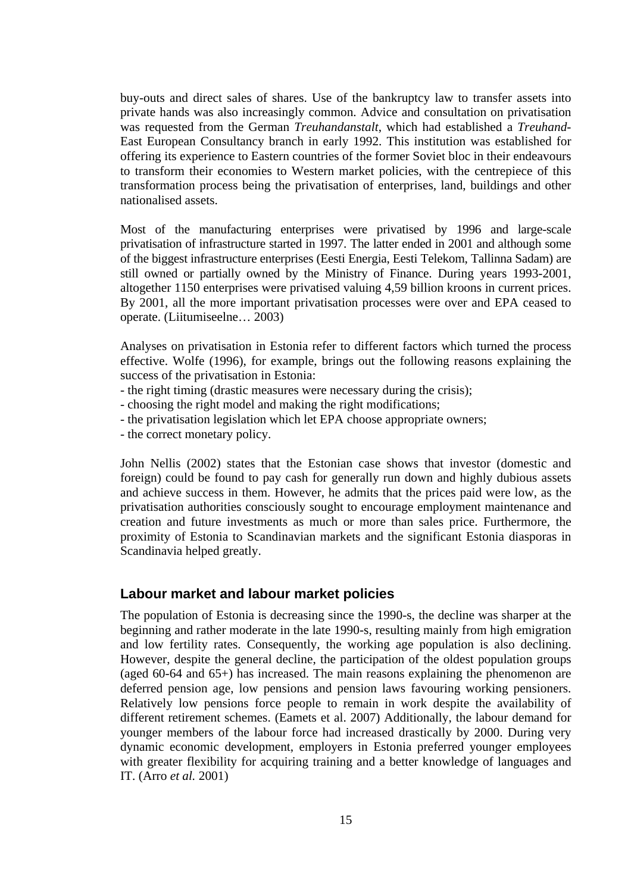buy-outs and direct sales of shares. Use of the bankruptcy law to transfer assets into private hands was also increasingly common. Advice and consultation on privatisation was requested from the German *Treuhandanstalt*, which had established a *Treuhand*-East European Consultancy branch in early 1992. This institution was established for offering its experience to Eastern countries of the former Soviet bloc in their endeavours to transform their economies to Western market policies, with the centrepiece of this transformation process being the privatisation of enterprises, land, buildings and other nationalised assets.

Most of the manufacturing enterprises were privatised by 1996 and large-scale privatisation of infrastructure started in 1997. The latter ended in 2001 and although some of the biggest infrastructure enterprises (Eesti Energia, Eesti Telekom, Tallinna Sadam) are still owned or partially owned by the Ministry of Finance. During years 1993-2001, altogether 1150 enterprises were privatised valuing 4,59 billion kroons in current prices. By 2001, all the more important privatisation processes were over and EPA ceased to operate. (Liitumiseelne… 2003)

Analyses on privatisation in Estonia refer to different factors which turned the process effective. Wolfe (1996), for example, brings out the following reasons explaining the success of the privatisation in Estonia:

- the right timing (drastic measures were necessary during the crisis);
- choosing the right model and making the right modifications;
- the privatisation legislation which let EPA choose appropriate owners;
- the correct monetary policy.

John Nellis (2002) states that the Estonian case shows that investor (domestic and foreign) could be found to pay cash for generally run down and highly dubious assets and achieve success in them. However, he admits that the prices paid were low, as the privatisation authorities consciously sought to encourage employment maintenance and creation and future investments as much or more than sales price. Furthermore, the proximity of Estonia to Scandinavian markets and the significant Estonia diasporas in Scandinavia helped greatly.

## Labour market and labour market policies

The population of Estonia is decreasing since the 1990-s, the decline was sharper at the beginning and rather moderate in the late 1990-s, resulting mainly from high emigration and low fertility rates. Consequently, the working age population is also declining. However, despite the general decline, the participation of the oldest population groups (aged 60-64 and 65+) has increased. The main reasons explaining the phenomenon are deferred pension age, low pensions and pension laws favouring working pensioners. Relatively low pensions force people to remain in work despite the availability of different retirement schemes. (Eamets et al. 2007) Additionally, the labour demand for younger members of the labour force had increased drastically by 2000. During very dynamic economic development, employers in Estonia preferred younger employees with greater flexibility for acquiring training and a better knowledge of languages and IT. (Arro *et al.* 2001)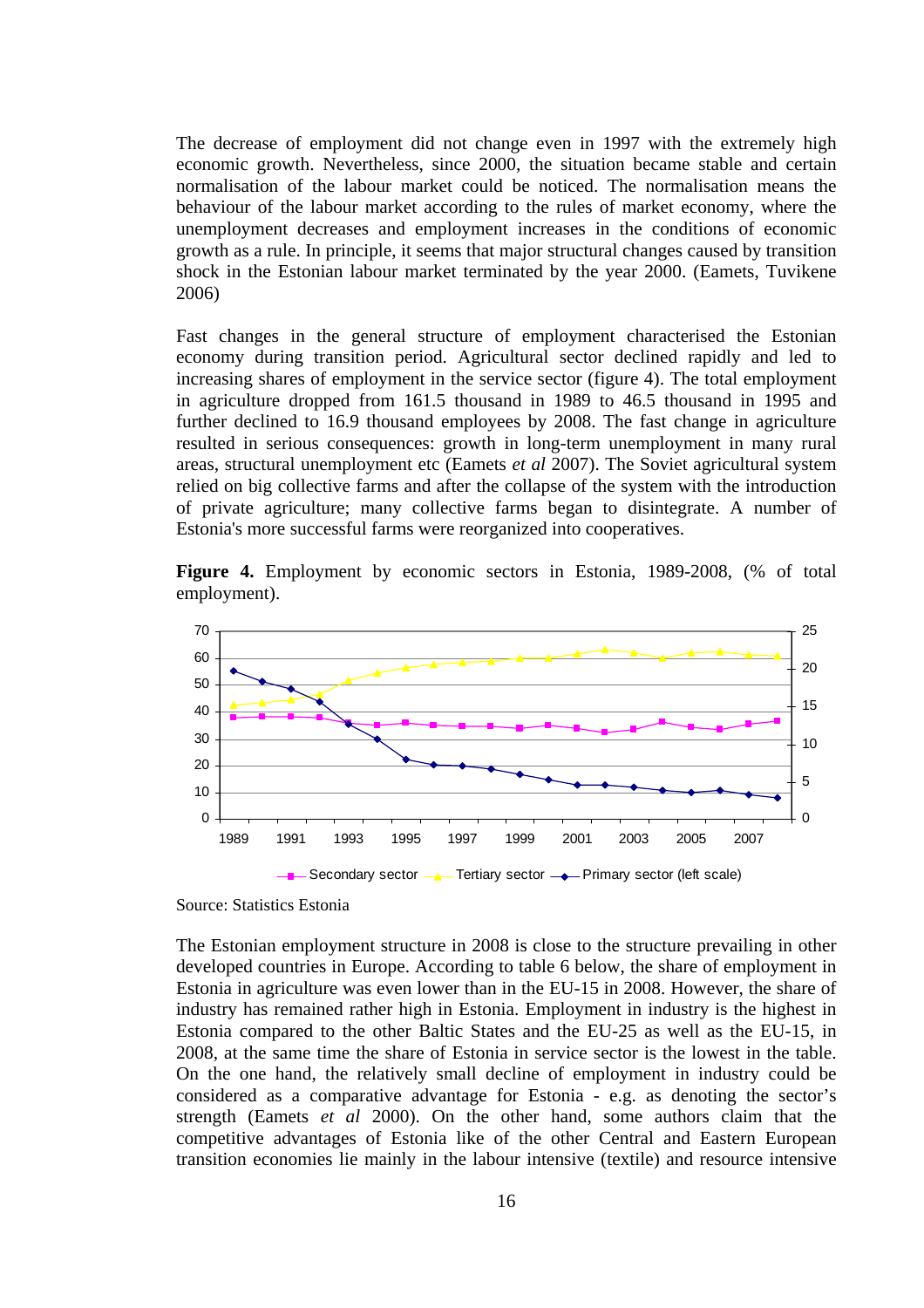The decrease of employment did not change even in 1997 with the extremely high economic growth. Nevertheless, since 2000, the situation became stable and certain normalisation of the labour market could be noticed. The normalisation means the behaviour of the labour market according to the rules of market economy, where the unemployment decreases and employment increases in the conditions of economic growth as a rule. In principle, it seems that major structural changes caused by transition shock in the Estonian labour market terminated by the year 2000. (Eamets, Tuvikene 2006)

Fast changes in the general structure of employment characterised the Estonian economy during transition period. Agricultural sector declined rapidly and led to increasing shares of employment in the service sector (figure 4). The total employment in agriculture dropped from 161.5 thousand in 1989 to 46.5 thousand in 1995 and further declined to 16.9 thousand employees by 2008. The fast change in agriculture resulted in serious consequences: growth in long-term unemployment in many rural areas, structural unemployment etc (Eamets *et al* 2007). The Soviet agricultural system relied on big collective farms and after the collapse of the system with the introduction of private agriculture; many collective farms began to disintegrate. A number of Estonia's more successful farms were reorganized into cooperatives.

**Figure 4.** Employment by economic sectors in Estonia, 1989-2008, (% of total employment).

Source: Statistics Estonia

The Estonian employment structure in 2008 is close to the structure prevailing in other developed countries in Europe. According to table 6 below, the share of employment in Estonia in agriculture was even lower than in the EU-15 in 2008. However, the share of industry has remained rather high in Estonia. Employment in industry is the highest in Estonia compared to the other Baltic States and the EU-25 as well as the EU-15, in 2008, at the same time the share of Estonia in service sector is the lowest in the table. On the one hand, the relatively small decline of employment in industry could be considered as a comparative advantage for Estonia - e.g. as denoting the sector's strength (Eamets *et al* 2000). On the other hand, some authors claim that the competitive advantages of Estonia like of the other Central and Eastern European transition economies lie mainly in the labour intensive (textile) and resource intensive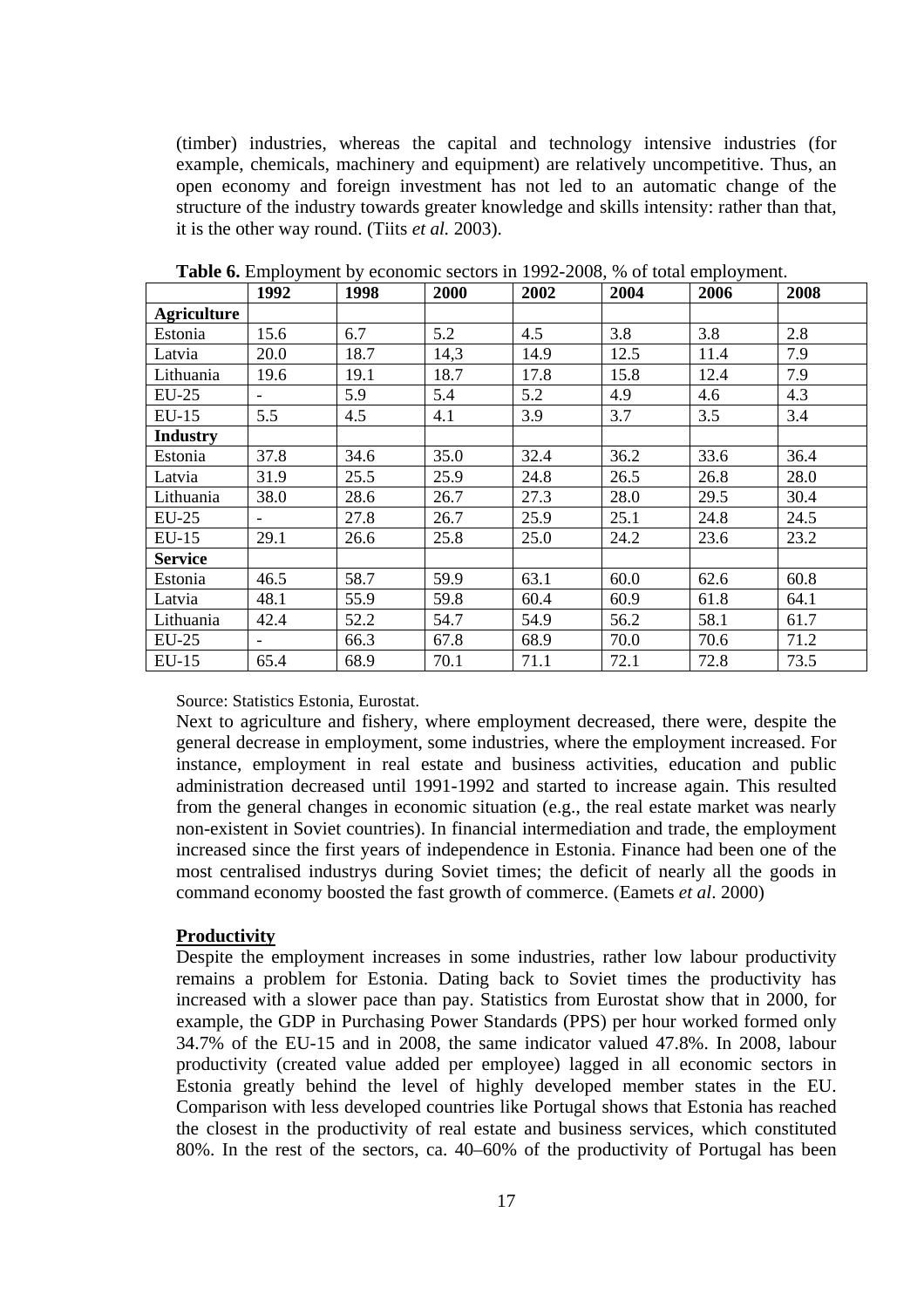(timber) industries, whereas the capital and technology intensive industries (for example, chemicals, machinery and equipment) are relatively uncompetitive. Thus, an open economy and foreign investment has not led to an automatic change of the structure of the industry towards greater knowledge and skills intensity: rather than that, it is the other way round. (Tiits *et al.* 2003).

**Table 6.** Employment by economic sectors in 1992-2008, % of total employment.

| | 1992 | 1998 | 2000 | 2002 | 2004 | 2006 | 2008 |
|---|---|---|---|---|---|---|---|
| **Agriculture** | | | | | | | |
| Estonia | 15.6 | 6.7 | 5.2 | 4.5 | 3.8 | 3.8 | 2.8 |
| Latvia | 20.0 | 18.7 | 14,3 | 14.9 | 12.5 | 11.4 | 7.9 |
| Lithuania | 19.6 | 19.1 | 18.7 | 17.8 | 15.8 | 12.4 | 7.9 |
| EU-25 | - | 5.9 | 5.4 | 5.2 | 4.9 | 4.6 | 4.3 |
| EU-15 | 5.5 | 4.5 | 4.1 | 3.9 | 3.7 | 3.5 | 3.4 |
| **Industry** | | | | | | | |
| Estonia | 37.8 | 34.6 | 35.0 | 32.4 | 36.2 | 33.6 | 36.4 |
| Latvia | 31.9 | 25.5 | 25.9 | 24.8 | 26.5 | 26.8 | 28.0 |
| Lithuania | 38.0 | 28.6 | 26.7 | 27.3 | 28.0 | 29.5 | 30.4 |
| EU-25 | - | 27.8 | 26.7 | 25.9 | 25.1 | 24.8 | 24.5 |
| EU-15 | 29.1 | 26.6 | 25.8 | 25.0 | 24.2 | 23.6 | 23.2 |
| **Service** | | | | | | | |
| Estonia | 46.5 | 58.7 | 59.9 | 63.1 | 60.0 | 62.6 | 60.8 |
| Latvia | 48.1 | 55.9 | 59.8 | 60.4 | 60.9 | 61.8 | 64.1 |
| Lithuania | 42.4 | 52.2 | 54.7 | 54.9 | 56.2 | 58.1 | 61.7 |
| EU-25 | - | 66.3 | 67.8 | 68.9 | 70.0 | 70.6 | 71.2 |
| EU-15 | 65.4 | 68.9 | 70.1 | 71.1 | 72.1 | 72.8 | 73.5 |

Source: Statistics Estonia, Eurostat.

Next to agriculture and fishery, where employment decreased, there were, despite the general decrease in employment, some industries, where the employment increased. For instance, employment in real estate and business activities, education and public administration decreased until 1991-1992 and started to increase again. This resulted from the general changes in economic situation (e.g., the real estate market was nearly non-existent in Soviet countries). In financial intermediation and trade, the employment increased since the first years of independence in Estonia. Finance had been one of the most centralised industrys during Soviet times; the deficit of nearly all the goods in command economy boosted the fast growth of commerce. (Eamets *et al*. 2000)

**Productivity**

Despite the employment increases in some industries, rather low labour productivity remains a problem for Estonia. Dating back to Soviet times the productivity has increased with a slower pace than pay. Statistics from Eurostat show that in 2000, for example, the GDP in Purchasing Power Standards (PPS) per hour worked formed only 34.7% of the EU-15 and in 2008, the same indicator valued 47.8%. In 2008, labour productivity (created value added per employee) lagged in all economic sectors in Estonia greatly behind the level of highly developed member states in the EU. Comparison with less developed countries like Portugal shows that Estonia has reached the closest in the productivity of real estate and business services, which constituted 80%. In the rest of the sectors, ca. 40–60% of the productivity of Portugal has been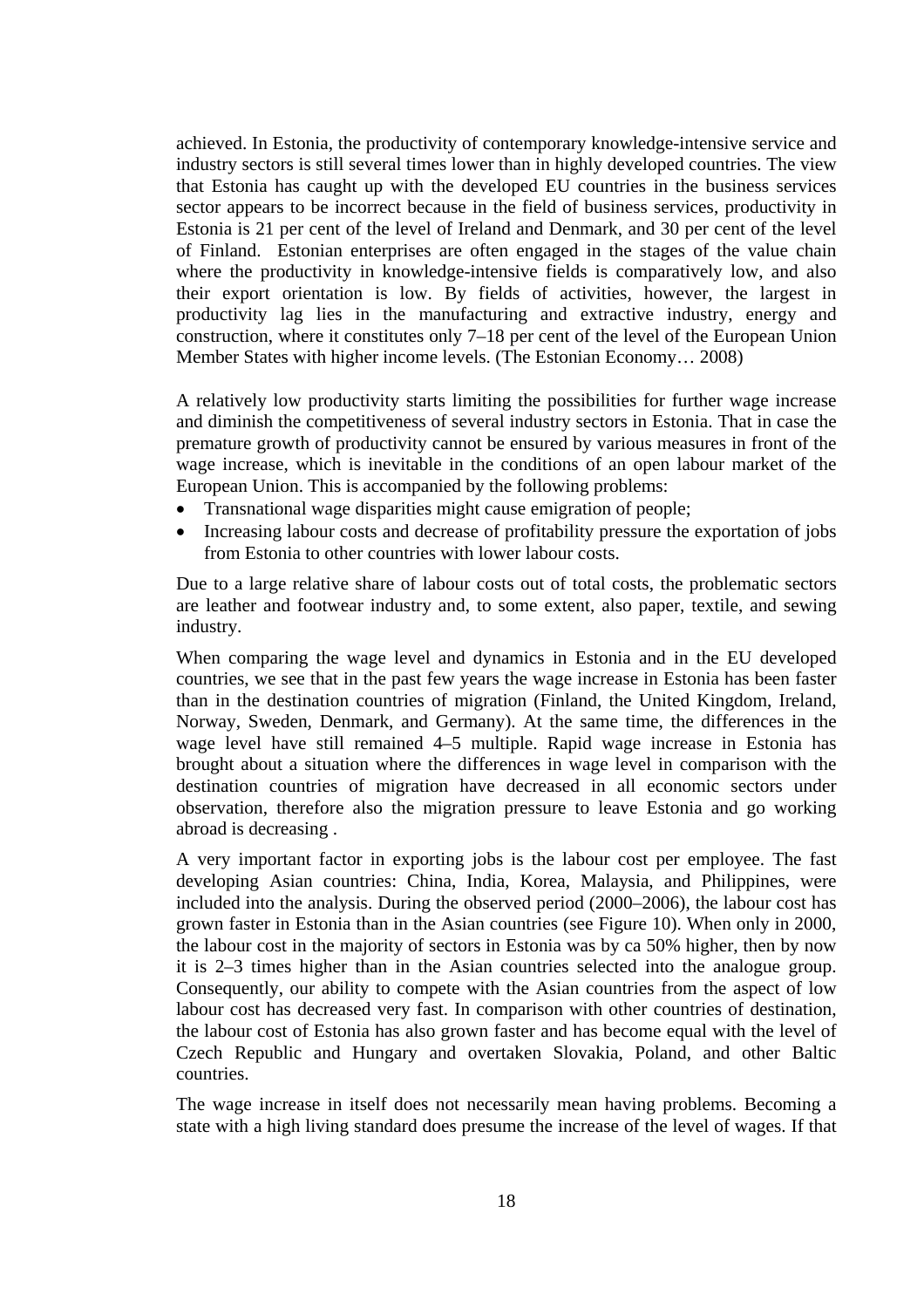achieved. In Estonia, the productivity of contemporary knowledge-intensive service and industry sectors is still several times lower than in highly developed countries. The view that Estonia has caught up with the developed EU countries in the business services sector appears to be incorrect because in the field of business services, productivity in Estonia is 21 per cent of the level of Ireland and Denmark, and 30 per cent of the level of Finland. Estonian enterprises are often engaged in the stages of the value chain where the productivity in knowledge-intensive fields is comparatively low, and also their export orientation is low. By fields of activities, however, the largest in productivity lag lies in the manufacturing and extractive industry, energy and construction, where it constitutes only 7–18 per cent of the level of the European Union Member States with higher income levels. (The Estonian Economy… 2008)

A relatively low productivity starts limiting the possibilities for further wage increase and diminish the competitiveness of several industry sectors in Estonia. That in case the premature growth of productivity cannot be ensured by various measures in front of the wage increase, which is inevitable in the conditions of an open labour market of the European Union. This is accompanied by the following problems:

- Transnational wage disparities might cause emigration of people;
- Increasing labour costs and decrease of profitability pressure the exportation of jobs from Estonia to other countries with lower labour costs.

Due to a large relative share of labour costs out of total costs, the problematic sectors are leather and footwear industry and, to some extent, also paper, textile, and sewing industry.

When comparing the wage level and dynamics in Estonia and in the EU developed countries, we see that in the past few years the wage increase in Estonia has been faster than in the destination countries of migration (Finland, the United Kingdom, Ireland, Norway, Sweden, Denmark, and Germany). At the same time, the differences in the wage level have still remained 4–5 multiple. Rapid wage increase in Estonia has brought about a situation where the differences in wage level in comparison with the destination countries of migration have decreased in all economic sectors under observation, therefore also the migration pressure to leave Estonia and go working abroad is decreasing .

A very important factor in exporting jobs is the labour cost per employee. The fast developing Asian countries: China, India, Korea, Malaysia, and Philippines, were included into the analysis. During the observed period (2000–2006), the labour cost has grown faster in Estonia than in the Asian countries (see Figure 10). When only in 2000, the labour cost in the majority of sectors in Estonia was by ca 50% higher, then by now it is 2–3 times higher than in the Asian countries selected into the analogue group. Consequently, our ability to compete with the Asian countries from the aspect of low labour cost has decreased very fast. In comparison with other countries of destination, the labour cost of Estonia has also grown faster and has become equal with the level of Czech Republic and Hungary and overtaken Slovakia, Poland, and other Baltic countries.

The wage increase in itself does not necessarily mean having problems. Becoming a state with a high living standard does presume the increase of the level of wages. If that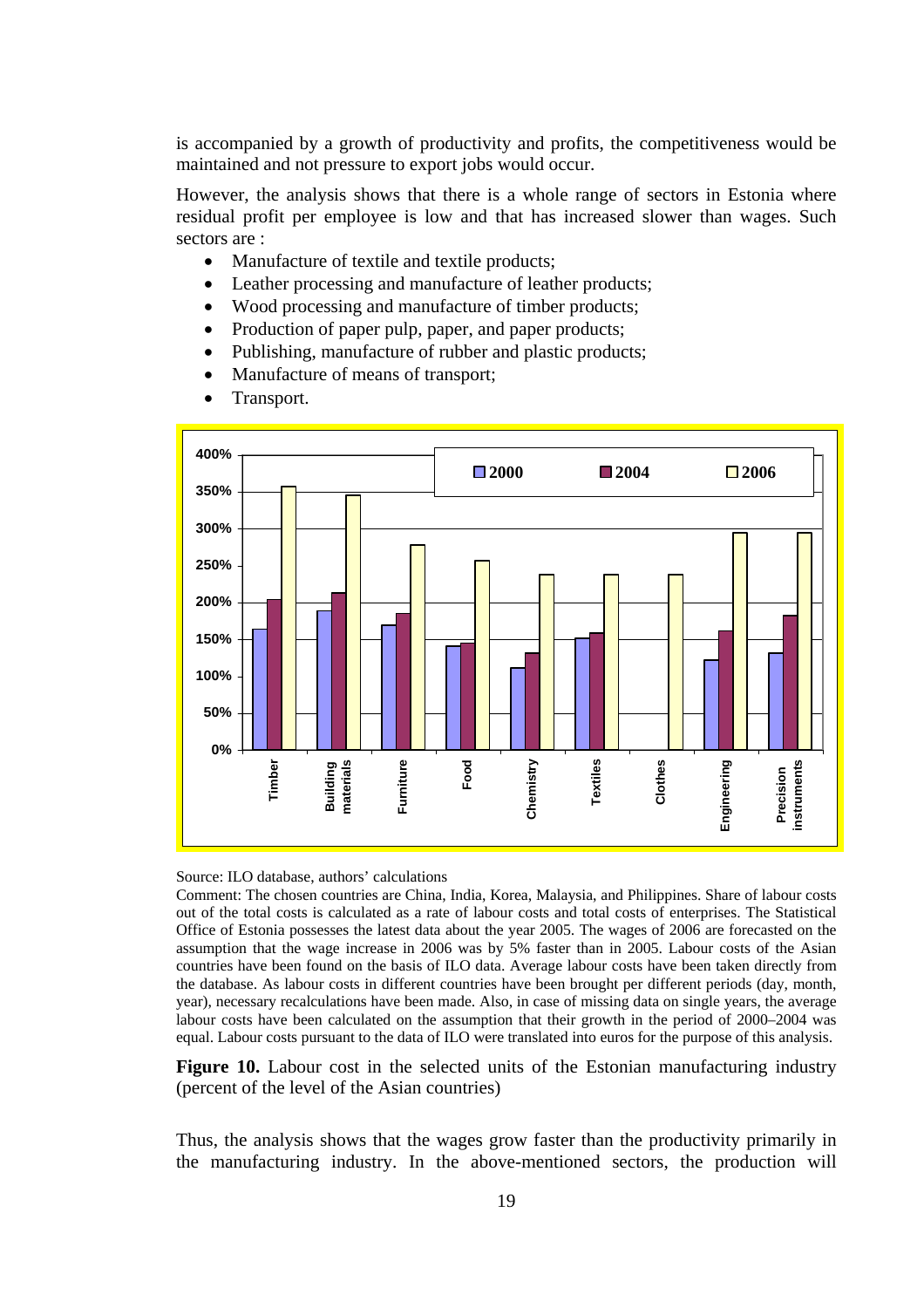is accompanied by a growth of productivity and profits, the competitiveness would be maintained and not pressure to export jobs would occur.

However, the analysis shows that there is a whole range of sectors in Estonia where residual profit per employee is low and that has increased slower than wages. Such sectors are :

- Manufacture of textile and textile products;
- Leather processing and manufacture of leather products;
- Wood processing and manufacture of timber products;
- Production of paper pulp, paper, and paper products;
- Publishing, manufacture of rubber and plastic products;
- Manufacture of means of transport;
- Transport.

Source: ILO database, authors' calculations

Comment: The chosen countries are China, India, Korea, Malaysia, and Philippines. Share of labour costs out of the total costs is calculated as a rate of labour costs and total costs of enterprises. The Statistical Office of Estonia possesses the latest data about the year 2005. The wages of 2006 are forecasted on the assumption that the wage increase in 2006 was by 5% faster than in 2005. Labour costs of the Asian countries have been found on the basis of ILO data. Average labour costs have been taken directly from the database. As labour costs in different countries have been brought per different periods (day, month, year), necessary recalculations have been made. Also, in case of missing data on single years, the average labour costs have been calculated on the assumption that their growth in the period of 2000–2004 was equal. Labour costs pursuant to the data of ILO were translated into euros for the purpose of this analysis.

**Figure 10.** Labour cost in the selected units of the Estonian manufacturing industry (percent of the level of the Asian countries)

Thus, the analysis shows that the wages grow faster than the productivity primarily in the manufacturing industry. In the above-mentioned sectors, the production will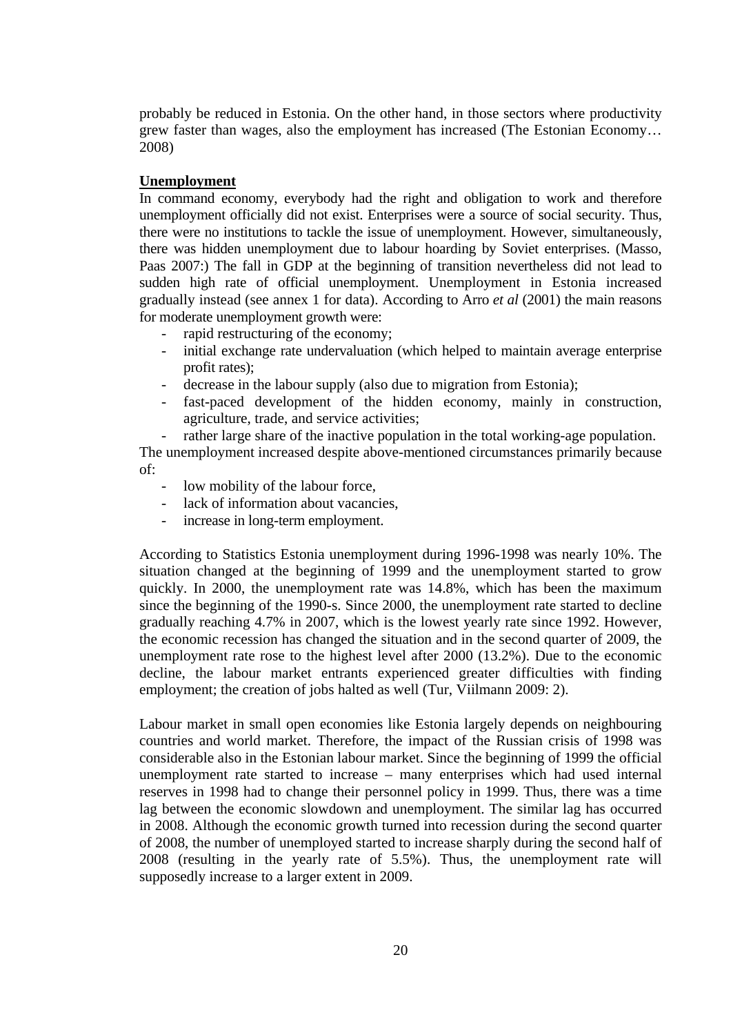probably be reduced in Estonia. On the other hand, in those sectors where productivity grew faster than wages, also the employment has increased (The Estonian Economy… 2008)

**Unemployment**

In command economy, everybody had the right and obligation to work and therefore unemployment officially did not exist. Enterprises were a source of social security. Thus, there were no institutions to tackle the issue of unemployment. However, simultaneously, there was hidden unemployment due to labour hoarding by Soviet enterprises. (Masso, Paas 2007:) The fall in GDP at the beginning of transition nevertheless did not lead to sudden high rate of official unemployment. Unemployment in Estonia increased gradually instead (see annex 1 for data). According to Arro *et al* (2001) the main reasons for moderate unemployment growth were:

- rapid restructuring of the economy;
- initial exchange rate undervaluation (which helped to maintain average enterprise profit rates);
- decrease in the labour supply (also due to migration from Estonia);
- fast-paced development of the hidden economy, mainly in construction, agriculture, trade, and service activities;
- rather large share of the inactive population in the total working-age population.

The unemployment increased despite above-mentioned circumstances primarily because of:

- low mobility of the labour force,
- lack of information about vacancies,
- increase in long-term employment.

According to Statistics Estonia unemployment during 1996-1998 was nearly 10%. The situation changed at the beginning of 1999 and the unemployment started to grow quickly. In 2000, the unemployment rate was 14.8%, which has been the maximum since the beginning of the 1990-s. Since 2000, the unemployment rate started to decline gradually reaching 4.7% in 2007, which is the lowest yearly rate since 1992. However, the economic recession has changed the situation and in the second quarter of 2009, the unemployment rate rose to the highest level after 2000 (13.2%). Due to the economic decline, the labour market entrants experienced greater difficulties with finding employment; the creation of jobs halted as well (Tur, Viilmann 2009: 2).

Labour market in small open economies like Estonia largely depends on neighbouring countries and world market. Therefore, the impact of the Russian crisis of 1998 was considerable also in the Estonian labour market. Since the beginning of 1999 the official unemployment rate started to increase – many enterprises which had used internal reserves in 1998 had to change their personnel policy in 1999. Thus, there was a time lag between the economic slowdown and unemployment. The similar lag has occurred in 2008. Although the economic growth turned into recession during the second quarter of 2008, the number of unemployed started to increase sharply during the second half of 2008 (resulting in the yearly rate of 5.5%). Thus, the unemployment rate will supposedly increase to a larger extent in 2009.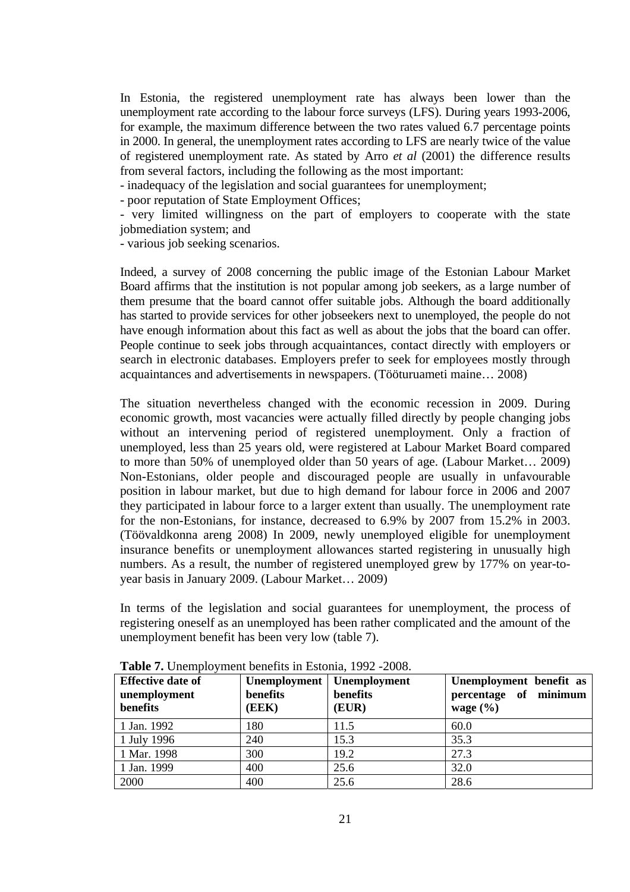In Estonia, the registered unemployment rate has always been lower than the unemployment rate according to the labour force surveys (LFS). During years 1993-2006, for example, the maximum difference between the two rates valued 6.7 percentage points in 2000. In general, the unemployment rates according to LFS are nearly twice of the value of registered unemployment rate. As stated by Arro *et al* (2001) the difference results from several factors, including the following as the most important:

- inadequacy of the legislation and social guarantees for unemployment;
- poor reputation of State Employment Offices;
- very limited willingness on the part of employers to cooperate with the state jobmediation system; and
- various job seeking scenarios.

Indeed, a survey of 2008 concerning the public image of the Estonian Labour Market Board affirms that the institution is not popular among job seekers, as a large number of them presume that the board cannot offer suitable jobs. Although the board additionally has started to provide services for other jobseekers next to unemployed, the people do not have enough information about this fact as well as about the jobs that the board can offer. People continue to seek jobs through acquaintances, contact directly with employers or search in electronic databases. Employers prefer to seek for employees mostly through acquaintances and advertisements in newspapers. (Tööturuameti maine… 2008)

The situation nevertheless changed with the economic recession in 2009. During economic growth, most vacancies were actually filled directly by people changing jobs without an intervening period of registered unemployment. Only a fraction of unemployed, less than 25 years old, were registered at Labour Market Board compared to more than 50% of unemployed older than 50 years of age. (Labour Market… 2009) Non-Estonians, older people and discouraged people are usually in unfavourable position in labour market, but due to high demand for labour force in 2006 and 2007 they participated in labour force to a larger extent than usually. The unemployment rate for the non-Estonians, for instance, decreased to 6.9% by 2007 from 15.2% in 2003. (Töövaldkonna areng 2008) In 2009, newly unemployed eligible for unemployment insurance benefits or unemployment allowances started registering in unusually high numbers. As a result, the number of registered unemployed grew by 177% on year-to-year basis in January 2009. (Labour Market… 2009)

In terms of the legislation and social guarantees for unemployment, the process of registering oneself as an unemployed has been rather complicated and the amount of the unemployment benefit has been very low (table 7).

**Table 7.** Unemployment benefits in Estonia, 1992 -2008.

| Effective date of unemployment benefits | Unemployment benefits (EEK) | Unemployment benefits (EUR) | Unemployment benefit as percentage of minimum wage (%) |
|---|---|---|---|
| 1 Jan. 1992 | 180 | 11.5 | 60.0 |
| 1 July 1996 | 240 | 15.3 | 35.3 |
| 1 Mar. 1998 | 300 | 19.2 | 27.3 |
| 1 Jan. 1999 | 400 | 25.6 | 32.0 |
| 2000 | 400 | 25.6 | 28.6 |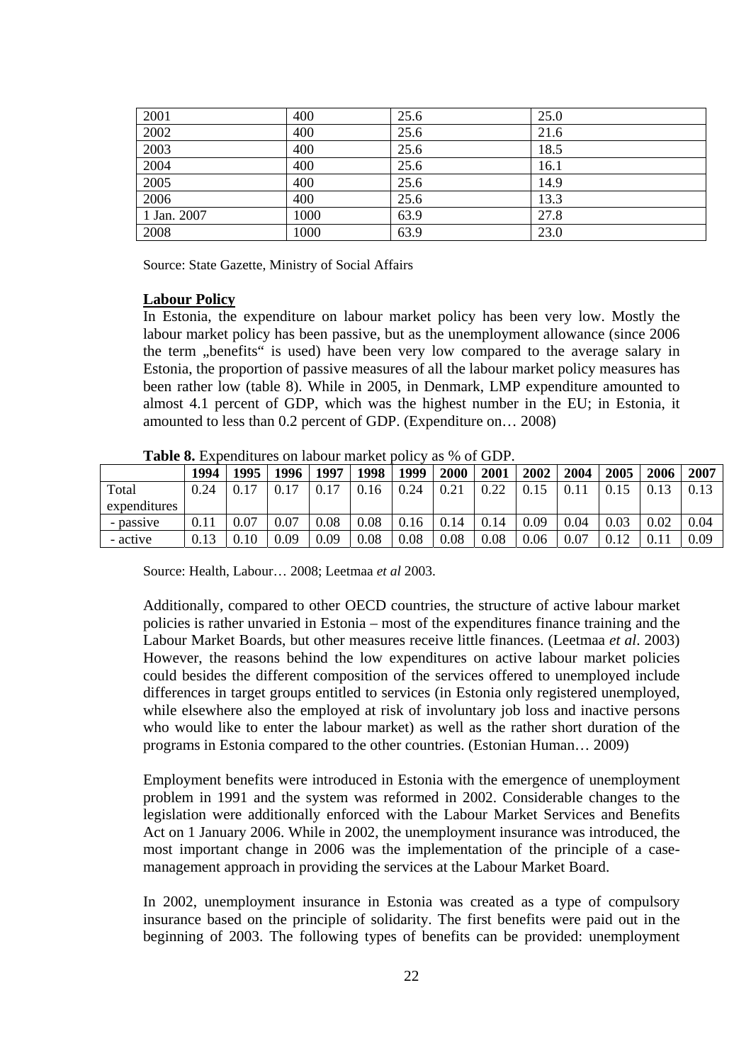| 2001 | 400 | 25.6 | 25.0 |
|---|---|---|---|
| 2002 | 400 | 25.6 | 21.6 |
| 2003 | 400 | 25.6 | 18.5 |
| 2004 | 400 | 25.6 | 16.1 |
| 2005 | 400 | 25.6 | 14.9 |
| 2006 | 400 | 25.6 | 13.3 |
| 1 Jan. 2007 | 1000 | 63.9 | 27.8 |
| 2008 | 1000 | 63.9 | 23.0 |

Source: State Gazette, Ministry of Social Affairs

**Labour Policy**

In Estonia, the expenditure on labour market policy has been very low. Mostly the labour market policy has been passive, but as the unemployment allowance (since 2006 the term „benefits" is used) have been very low compared to the average salary in Estonia, the proportion of passive measures of all the labour market policy measures has been rather low (table 8). While in 2005, in Denmark, LMP expenditure amounted to almost 4.1 percent of GDP, which was the highest number in the EU; in Estonia, it amounted to less than 0.2 percent of GDP. (Expenditure on… 2008)

**Table 8.** Expenditures on labour market policy as % of GDP.

| | 1994 | 1995 | 1996 | 1997 | 1998 | 1999 | 2000 | 2001 | 2002 | 2004 | 2005 | 2006 | 2007 |
|---|---|---|---|---|---|---|---|---|---|---|---|---|---|
| Total expenditures | 0.24 | 0.17 | 0.17 | 0.17 | 0.16 | 0.24 | 0.21 | 0.22 | 0.15 | 0.11 | 0.15 | 0.13 | 0.13 |
| - passive | 0.11 | 0.07 | 0.07 | 0.08 | 0.08 | 0.16 | 0.14 | 0.14 | 0.09 | 0.04 | 0.03 | 0.02 | 0.04 |
| - active | 0.13 | 0.10 | 0.09 | 0.09 | 0.08 | 0.08 | 0.08 | 0.08 | 0.06 | 0.07 | 0.12 | 0.11 | 0.09 |

Source: Health, Labour… 2008; Leetmaa *et al* 2003.

Additionally, compared to other OECD countries, the structure of active labour market policies is rather unvaried in Estonia – most of the expenditures finance training and the Labour Market Boards, but other measures receive little finances. (Leetmaa *et al*. 2003) However, the reasons behind the low expenditures on active labour market policies could besides the different composition of the services offered to unemployed include differences in target groups entitled to services (in Estonia only registered unemployed, while elsewhere also the employed at risk of involuntary job loss and inactive persons who would like to enter the labour market) as well as the rather short duration of the programs in Estonia compared to the other countries. (Estonian Human… 2009)

Employment benefits were introduced in Estonia with the emergence of unemployment problem in 1991 and the system was reformed in 2002. Considerable changes to the legislation were additionally enforced with the Labour Market Services and Benefits Act on 1 January 2006. While in 2002, the unemployment insurance was introduced, the most important change in 2006 was the implementation of the principle of a case-management approach in providing the services at the Labour Market Board.

In 2002, unemployment insurance in Estonia was created as a type of compulsory insurance based on the principle of solidarity. The first benefits were paid out in the beginning of 2003. The following types of benefits can be provided: unemployment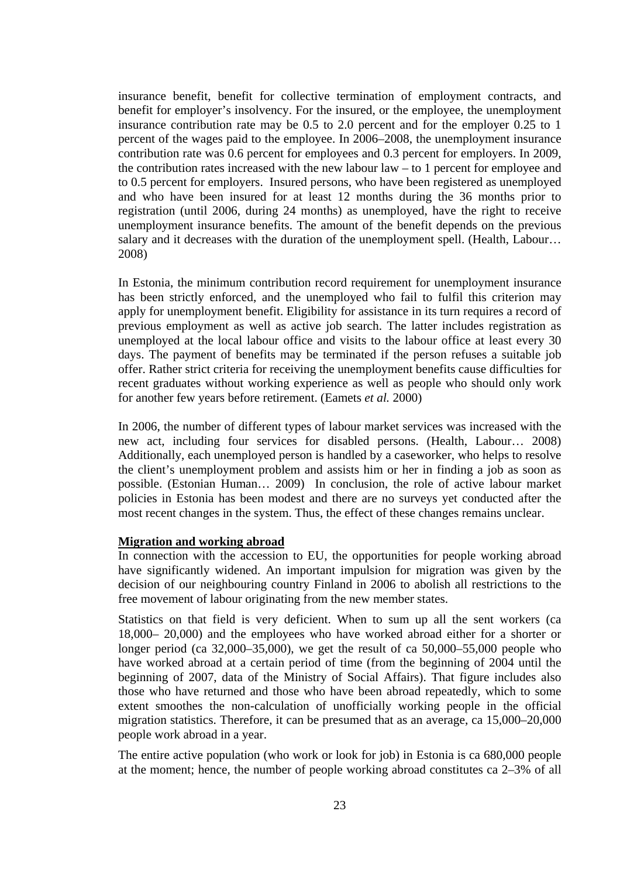insurance benefit, benefit for collective termination of employment contracts, and benefit for employer's insolvency. For the insured, or the employee, the unemployment insurance contribution rate may be 0.5 to 2.0 percent and for the employer 0.25 to 1 percent of the wages paid to the employee. In 2006–2008, the unemployment insurance contribution rate was 0.6 percent for employees and 0.3 percent for employers. In 2009, the contribution rates increased with the new labour law – to 1 percent for employee and to 0.5 percent for employers. Insured persons, who have been registered as unemployed and who have been insured for at least 12 months during the 36 months prior to registration (until 2006, during 24 months) as unemployed, have the right to receive unemployment insurance benefits. The amount of the benefit depends on the previous salary and it decreases with the duration of the unemployment spell. (Health, Labour… 2008)

In Estonia, the minimum contribution record requirement for unemployment insurance has been strictly enforced, and the unemployed who fail to fulfil this criterion may apply for unemployment benefit. Eligibility for assistance in its turn requires a record of previous employment as well as active job search. The latter includes registration as unemployed at the local labour office and visits to the labour office at least every 30 days. The payment of benefits may be terminated if the person refuses a suitable job offer. Rather strict criteria for receiving the unemployment benefits cause difficulties for recent graduates without working experience as well as people who should only work for another few years before retirement. (Eamets *et al.* 2000)

In 2006, the number of different types of labour market services was increased with the new act, including four services for disabled persons. (Health, Labour… 2008) Additionally, each unemployed person is handled by a caseworker, who helps to resolve the client's unemployment problem and assists him or her in finding a job as soon as possible. (Estonian Human… 2009) In conclusion, the role of active labour market policies in Estonia has been modest and there are no surveys yet conducted after the most recent changes in the system. Thus, the effect of these changes remains unclear.

**Migration and working abroad**

In connection with the accession to EU, the opportunities for people working abroad have significantly widened. An important impulsion for migration was given by the decision of our neighbouring country Finland in 2006 to abolish all restrictions to the free movement of labour originating from the new member states.

Statistics on that field is very deficient. When to sum up all the sent workers (ca 18,000– 20,000) and the employees who have worked abroad either for a shorter or longer period (ca 32,000–35,000), we get the result of ca 50,000–55,000 people who have worked abroad at a certain period of time (from the beginning of 2004 until the beginning of 2007, data of the Ministry of Social Affairs). That figure includes also those who have returned and those who have been abroad repeatedly, which to some extent smoothes the non-calculation of unofficially working people in the official migration statistics. Therefore, it can be presumed that as an average, ca 15,000–20,000 people work abroad in a year.

The entire active population (who work or look for job) in Estonia is ca 680,000 people at the moment; hence, the number of people working abroad constitutes ca 2–3% of all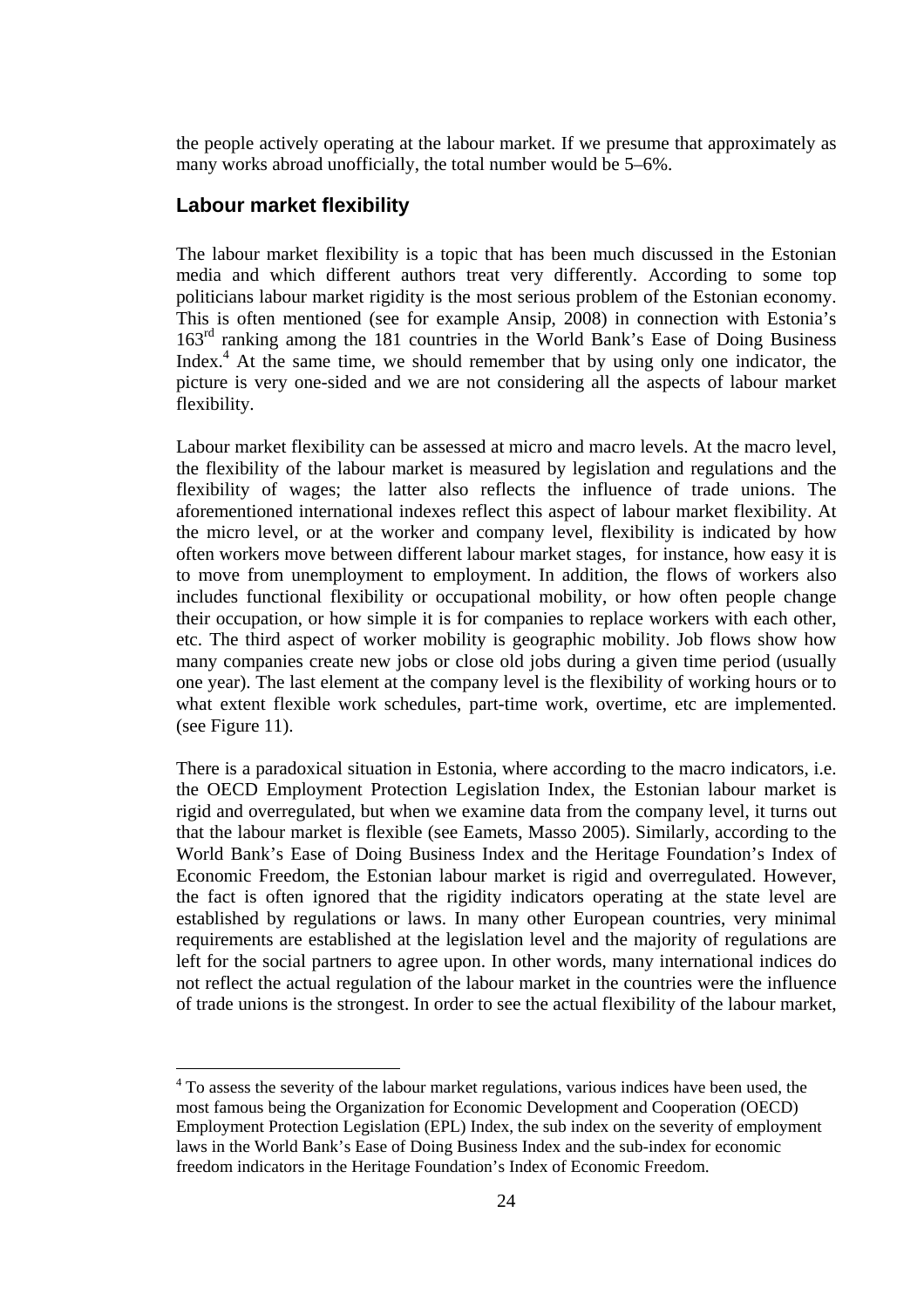the people actively operating at the labour market. If we presume that approximately as many works abroad unofficially, the total number would be 5–6%.

## Labour market flexibility

The labour market flexibility is a topic that has been much discussed in the Estonian media and which different authors treat very differently. According to some top politicians labour market rigidity is the most serious problem of the Estonian economy. This is often mentioned (see for example Ansip, 2008) in connection with Estonia's 163rd ranking among the 181 countries in the World Bank's Ease of Doing Business Index.[4] At the same time, we should remember that by using only one indicator, the picture is very one-sided and we are not considering all the aspects of labour market flexibility.

Labour market flexibility can be assessed at micro and macro levels. At the macro level, the flexibility of the labour market is measured by legislation and regulations and the flexibility of wages; the latter also reflects the influence of trade unions. The aforementioned international indexes reflect this aspect of labour market flexibility. At the micro level, or at the worker and company level, flexibility is indicated by how often workers move between different labour market stages, for instance, how easy it is to move from unemployment to employment. In addition, the flows of workers also includes functional flexibility or occupational mobility, or how often people change their occupation, or how simple it is for companies to replace workers with each other, etc. The third aspect of worker mobility is geographic mobility. Job flows show how many companies create new jobs or close old jobs during a given time period (usually one year). The last element at the company level is the flexibility of working hours or to what extent flexible work schedules, part-time work, overtime, etc are implemented. (see Figure 11).

There is a paradoxical situation in Estonia, where according to the macro indicators, i.e. the OECD Employment Protection Legislation Index, the Estonian labour market is rigid and overregulated, but when we examine data from the company level, it turns out that the labour market is flexible (see Eamets, Masso 2005). Similarly, according to the World Bank's Ease of Doing Business Index and the Heritage Foundation's Index of Economic Freedom, the Estonian labour market is rigid and overregulated. However, the fact is often ignored that the rigidity indicators operating at the state level are established by regulations or laws. In many other European countries, very minimal requirements are established at the legislation level and the majority of regulations are left for the social partners to agree upon. In other words, many international indices do not reflect the actual regulation of the labour market in the countries were the influence of trade unions is the strongest. In order to see the actual flexibility of the labour market,

[4] To assess the severity of the labour market regulations, various indices have been used, the most famous being the Organization for Economic Development and Cooperation (OECD) Employment Protection Legislation (EPL) Index, the sub index on the severity of employment laws in the World Bank's Ease of Doing Business Index and the sub-index for economic freedom indicators in the Heritage Foundation's Index of Economic Freedom.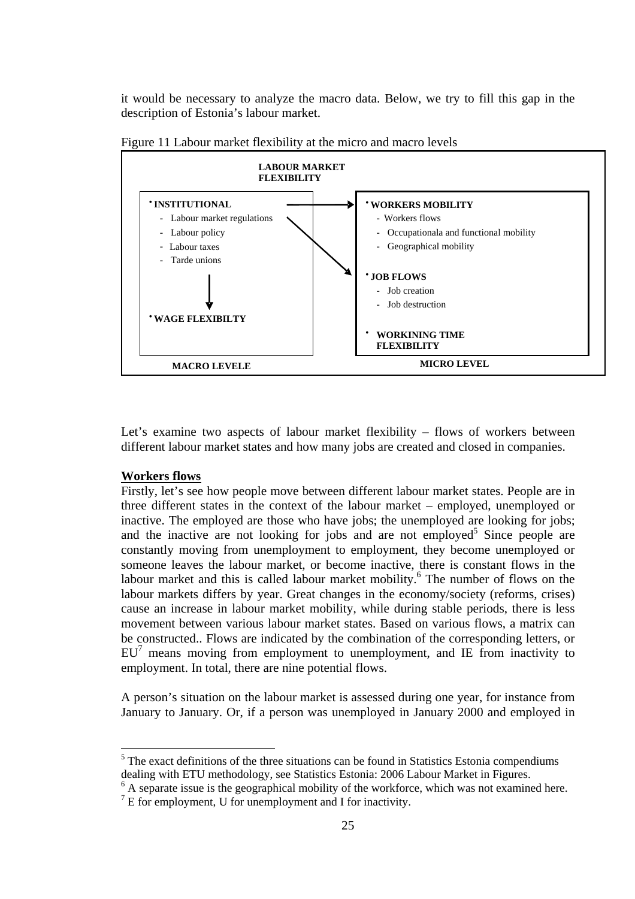it would be necessary to analyze the macro data. Below, we try to fill this gap in the description of Estonia's labour market.

Figure 11 Labour market flexibility at the micro and macro levels

**LABOUR MARKET FLEXIBILITY**

| MACRO LEVELE | MICRO LEVEL |
|---|---|
| • **INSTITUTIONAL**<br>- Labour market regulations<br>- Labour policy<br>- Labour taxes<br>- Tarde unions<br><br>• **WAGE FLEXIBILTY** | • **WORKERS MOBILITY**<br>- Workers flows<br>- Occupationala and functional mobility<br>- Geographical mobility<br><br>• **JOB FLOWS**<br>- Job creation<br>- Job destruction<br><br>• **WORKINING TIME FLEXIBILITY** |

Let's examine two aspects of labour market flexibility – flows of workers between different labour market states and how many jobs are created and closed in companies.

**Workers flows**

Firstly, let's see how people move between different labour market states. People are in three different states in the context of the labour market – employed, unemployed or inactive. The employed are those who have jobs; the unemployed are looking for jobs; and the inactive are not looking for jobs and are not employed[5] Since people are constantly moving from unemployment to employment, they become unemployed or someone leaves the labour market, or become inactive, there is constant flows in the labour market and this is called labour market mobility.[6] The number of flows on the labour markets differs by year. Great changes in the economy/society (reforms, crises) cause an increase in labour market mobility, while during stable periods, there is less movement between various labour market states. Based on various flows, a matrix can be constructed.. Flows are indicated by the combination of the corresponding letters, or EU[7] means moving from employment to unemployment, and IE from inactivity to employment. In total, there are nine potential flows.

A person's situation on the labour market is assessed during one year, for instance from January to January. Or, if a person was unemployed in January 2000 and employed in

---

[5] The exact definitions of the three situations can be found in Statistics Estonia compendiums dealing with ETU methodology, see Statistics Estonia: 2006 Labour Market in Figures.

[6] A separate issue is the geographical mobility of the workforce, which was not examined here.

[7] E for employment, U for unemployment and I for inactivity.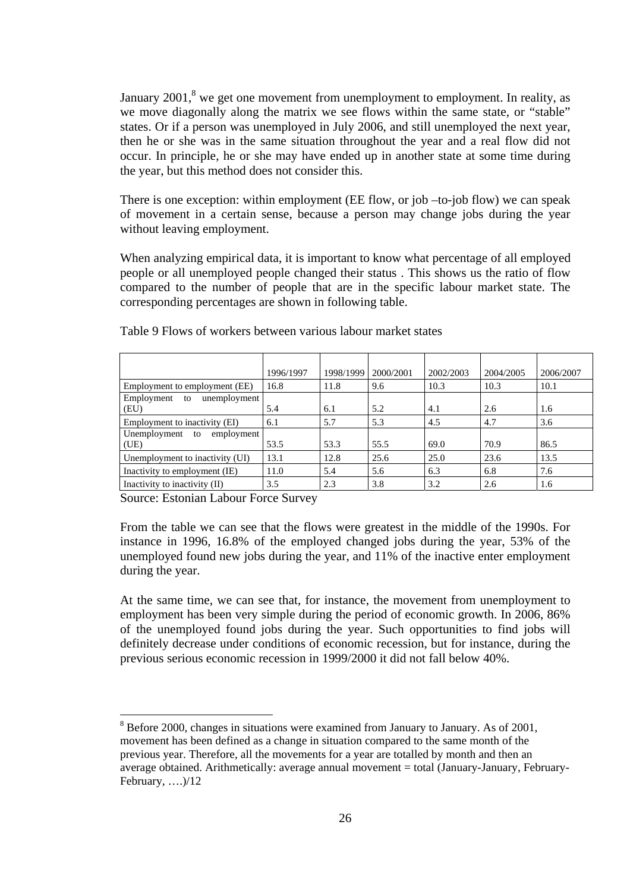January 2001,[8] we get one movement from unemployment to employment. In reality, as we move diagonally along the matrix we see flows within the same state, or "stable" states. Or if a person was unemployed in July 2006, and still unemployed the next year, then he or she was in the same situation throughout the year and a real flow did not occur. In principle, he or she may have ended up in another state at some time during the year, but this method does not consider this.

There is one exception: within employment (EE flow, or job –to-job flow) we can speak of movement in a certain sense, because a person may change jobs during the year without leaving employment.

When analyzing empirical data, it is important to know what percentage of all employed people or all unemployed people changed their status . This shows us the ratio of flow compared to the number of people that are in the specific labour market state. The corresponding percentages are shown in following table.

Table 9 Flows of workers between various labour market states

| | 1996/1997 | 1998/1999 | 2000/2001 | 2002/2003 | 2004/2005 | 2006/2007 |
|---|---|---|---|---|---|---|
| Employment to employment (EE) | 16.8 | 11.8 | 9.6 | 10.3 | 10.3 | 10.1 |
| Employment to unemployment (EU) | 5.4 | 6.1 | 5.2 | 4.1 | 2.6 | 1.6 |
| Employment to inactivity (EI) | 6.1 | 5.7 | 5.3 | 4.5 | 4.7 | 3.6 |
| Unemployment to employment (UE) | 53.5 | 53.3 | 55.5 | 69.0 | 70.9 | 86.5 |
| Unemployment to inactivity (UI) | 13.1 | 12.8 | 25.6 | 25.0 | 23.6 | 13.5 |
| Inactivity to employment (IE) | 11.0 | 5.4 | 5.6 | 6.3 | 6.8 | 7.6 |
| Inactivity to inactivity (II) | 3.5 | 2.3 | 3.8 | 3.2 | 2.6 | 1.6 |

Source: Estonian Labour Force Survey

From the table we can see that the flows were greatest in the middle of the 1990s. For instance in 1996, 16.8% of the employed changed jobs during the year, 53% of the unemployed found new jobs during the year, and 11% of the inactive enter employment during the year.

At the same time, we can see that, for instance, the movement from unemployment to employment has been very simple during the period of economic growth. In 2006, 86% of the unemployed found jobs during the year. Such opportunities to find jobs will definitely decrease under conditions of economic recession, but for instance, during the previous serious economic recession in 1999/2000 it did not fall below 40%.

[8] Before 2000, changes in situations were examined from January to January. As of 2001, movement has been defined as a change in situation compared to the same month of the previous year. Therefore, all the movements for a year are totalled by month and then an average obtained. Arithmetically: average annual movement = total (January-January, February-February, ….)/12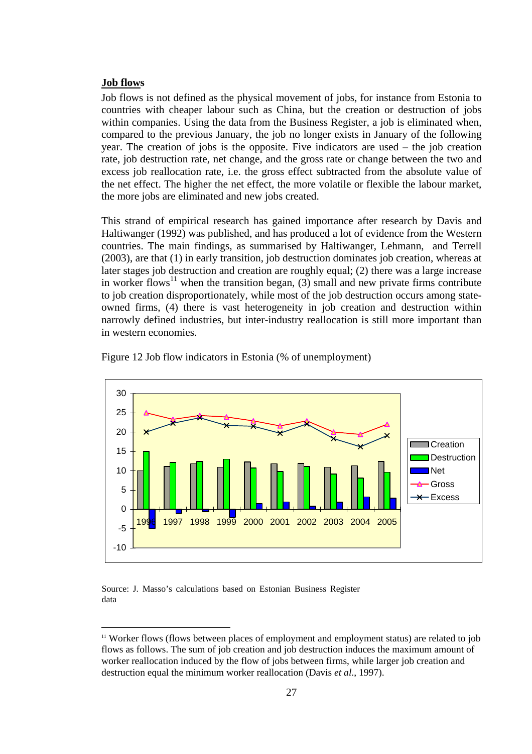**Job flows**

Job flows is not defined as the physical movement of jobs, for instance from Estonia to countries with cheaper labour such as China, but the creation or destruction of jobs within companies. Using the data from the Business Register, a job is eliminated when, compared to the previous January, the job no longer exists in January of the following year. The creation of jobs is the opposite. Five indicators are used – the job creation rate, job destruction rate, net change, and the gross rate or change between the two and excess job reallocation rate, i.e. the gross effect subtracted from the absolute value of the net effect. The higher the net effect, the more volatile or flexible the labour market, the more jobs are eliminated and new jobs created.

This strand of empirical research has gained importance after research by Davis and Haltiwanger (1992) was published, and has produced a lot of evidence from the Western countries. The main findings, as summarised by Haltiwanger, Lehmann, and Terrell (2003), are that (1) in early transition, job destruction dominates job creation, whereas at later stages job destruction and creation are roughly equal; (2) there was a large increase in worker flows[11] when the transition began, (3) small and new private firms contribute to job creation disproportionately, while most of the job destruction occurs among state-owned firms, (4) there is vast heterogeneity in job creation and destruction within narrowly defined industries, but inter-industry reallocation is still more important than in western economies.

Figure 12 Job flow indicators in Estonia (% of unemployment)

Source: J. Masso's calculations based on Estonian Business Register data

[11] Worker flows (flows between places of employment and employment status) are related to job flows as follows. The sum of job creation and job destruction induces the maximum amount of worker reallocation induced by the flow of jobs between firms, while larger job creation and destruction equal the minimum worker reallocation (Davis *et al.*, 1997).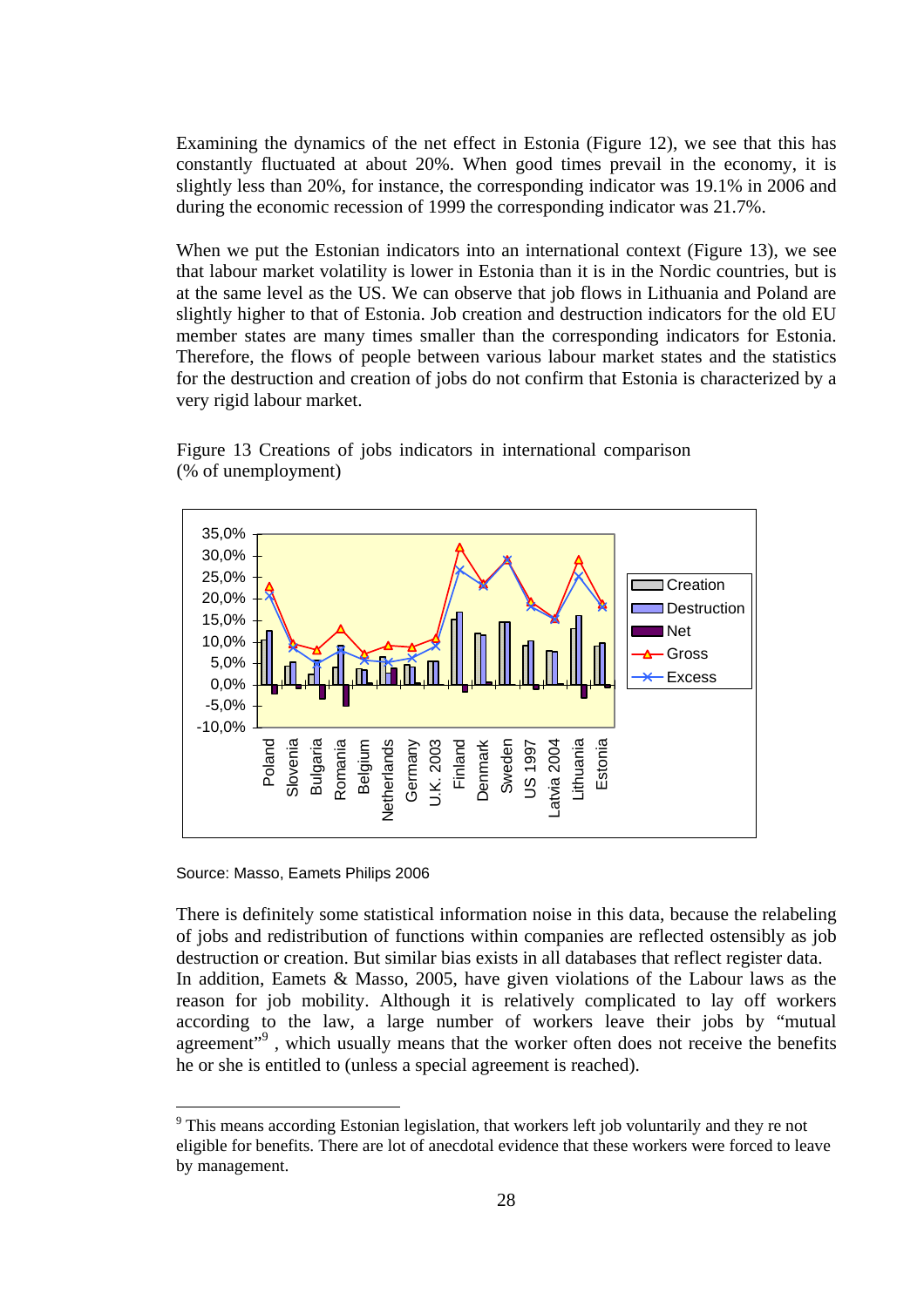Examining the dynamics of the net effect in Estonia (Figure 12), we see that this has constantly fluctuated at about 20%. When good times prevail in the economy, it is slightly less than 20%, for instance, the corresponding indicator was 19.1% in 2006 and during the economic recession of 1999 the corresponding indicator was 21.7%.

When we put the Estonian indicators into an international context (Figure 13), we see that labour market volatility is lower in Estonia than it is in the Nordic countries, but is at the same level as the US. We can observe that job flows in Lithuania and Poland are slightly higher to that of Estonia. Job creation and destruction indicators for the old EU member states are many times smaller than the corresponding indicators for Estonia. Therefore, the flows of people between various labour market states and the statistics for the destruction and creation of jobs do not confirm that Estonia is characterized by a very rigid labour market.

Figure 13 Creations of jobs indicators in international comparison (% of unemployment)

Source: Masso, Eamets Philips 2006

There is definitely some statistical information noise in this data, because the relabeling of jobs and redistribution of functions within companies are reflected ostensibly as job destruction or creation. But similar bias exists in all databases that reflect register data. In addition, Eamets & Masso, 2005, have given violations of the Labour laws as the reason for job mobility. Although it is relatively complicated to lay off workers according to the law, a large number of workers leave their jobs by "mutual agreement"[9] , which usually means that the worker often does not receive the benefits he or she is entitled to (unless a special agreement is reached).

[9] This means according Estonian legislation, that workers left job voluntarily and they re not eligible for benefits. There are lot of anecdotal evidence that these workers were forced to leave by management.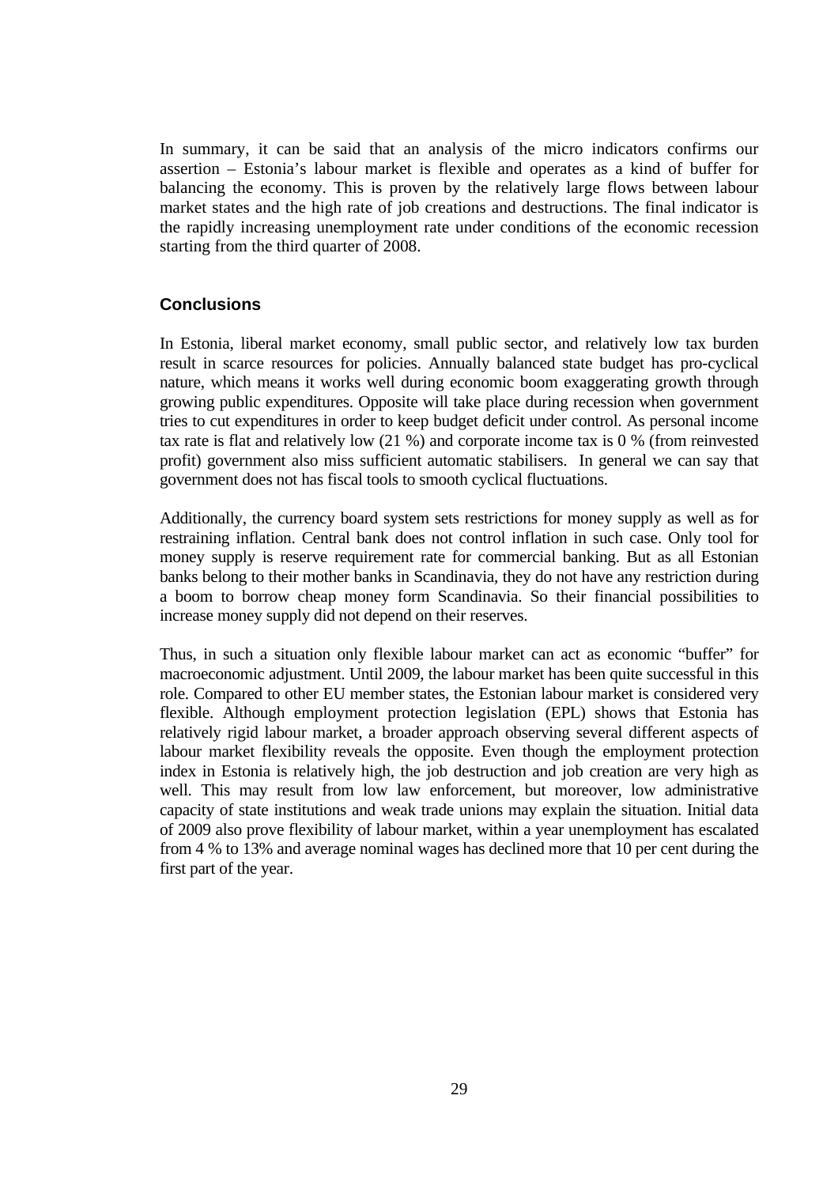In summary, it can be said that an analysis of the micro indicators confirms our assertion – Estonia's labour market is flexible and operates as a kind of buffer for balancing the economy. This is proven by the relatively large flows between labour market states and the high rate of job creations and destructions. The final indicator is the rapidly increasing unemployment rate under conditions of the economic recession starting from the third quarter of 2008.

## Conclusions

In Estonia, liberal market economy, small public sector, and relatively low tax burden result in scarce resources for policies. Annually balanced state budget has pro-cyclical nature, which means it works well during economic boom exaggerating growth through growing public expenditures. Opposite will take place during recession when government tries to cut expenditures in order to keep budget deficit under control. As personal income tax rate is flat and relatively low (21 %) and corporate income tax is 0 % (from reinvested profit) government also miss sufficient automatic stabilisers. In general we can say that government does not has fiscal tools to smooth cyclical fluctuations.

Additionally, the currency board system sets restrictions for money supply as well as for restraining inflation. Central bank does not control inflation in such case. Only tool for money supply is reserve requirement rate for commercial banking. But as all Estonian banks belong to their mother banks in Scandinavia, they do not have any restriction during a boom to borrow cheap money form Scandinavia. So their financial possibilities to increase money supply did not depend on their reserves.

Thus, in such a situation only flexible labour market can act as economic "buffer" for macroeconomic adjustment. Until 2009, the labour market has been quite successful in this role. Compared to other EU member states, the Estonian labour market is considered very flexible. Although employment protection legislation (EPL) shows that Estonia has relatively rigid labour market, a broader approach observing several different aspects of labour market flexibility reveals the opposite. Even though the employment protection index in Estonia is relatively high, the job destruction and job creation are very high as well. This may result from low law enforcement, but moreover, low administrative capacity of state institutions and weak trade unions may explain the situation. Initial data of 2009 also prove flexibility of labour market, within a year unemployment has escalated from 4 % to 13% and average nominal wages has declined more that 10 per cent during the first part of the year.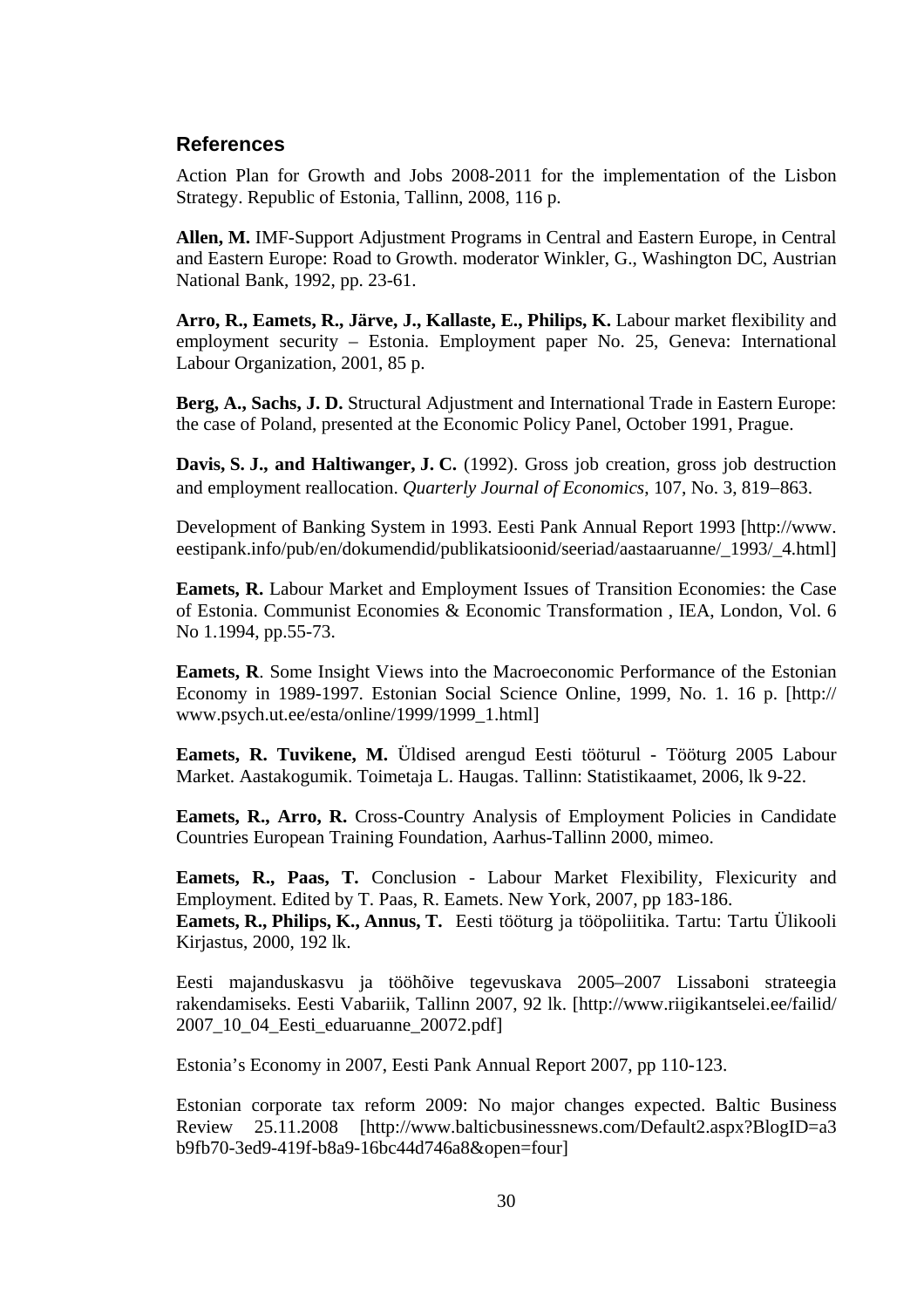## References

Action Plan for Growth and Jobs 2008-2011 for the implementation of the Lisbon Strategy. Republic of Estonia, Tallinn, 2008, 116 p.

**Allen, M.** IMF-Support Adjustment Programs in Central and Eastern Europe, in Central and Eastern Europe: Road to Growth. moderator Winkler, G., Washington DC, Austrian National Bank, 1992, pp. 23-61.

**Arro, R., Eamets, R., Järve, J., Kallaste, E., Philips, K.** Labour market flexibility and employment security – Estonia. Employment paper No. 25, Geneva: International Labour Organization, 2001, 85 p.

**Berg, A., Sachs, J. D.** Structural Adjustment and International Trade in Eastern Europe: the case of Poland, presented at the Economic Policy Panel, October 1991, Prague.

**Davis, S. J., and Haltiwanger, J. C.** (1992). Gross job creation, gross job destruction and employment reallocation. *Quarterly Journal of Economics*, 107, No. 3, 819–863.

Development of Banking System in 1993. Eesti Pank Annual Report 1993 [http://www.eestipank.info/pub/en/dokumendid/publikatsioonid/seeriad/aastaaruanne/_1993/_4.html]

**Eamets, R.** Labour Market and Employment Issues of Transition Economies: the Case of Estonia. Communist Economies & Economic Transformation , IEA, London, Vol. 6 No 1.1994, pp.55-73.

**Eamets, R**. Some Insight Views into the Macroeconomic Performance of the Estonian Economy in 1989-1997. Estonian Social Science Online, 1999, No. 1. 16 p. [http://www.psych.ut.ee/esta/online/1999/1999_1.html]

**Eamets, R. Tuvikene, M.** Üldised arengud Eesti tööturul - Tööturg 2005 Labour Market. Aastakogumik. Toimetaja L. Haugas. Tallinn: Statistikaamet, 2006, lk 9-22.

**Eamets, R., Arro, R.** Cross-Country Analysis of Employment Policies in Candidate Countries European Training Foundation, Aarhus-Tallinn 2000, mimeo.

**Eamets, R., Paas, T.** Conclusion - Labour Market Flexibility, Flexicurity and Employment. Edited by T. Paas, R. Eamets. New York, 2007, pp 183-186.
**Eamets, R., Philips, K., Annus, T.** Eesti tööturg ja tööpoliitika. Tartu: Tartu Ülikooli Kirjastus, 2000, 192 lk.

Eesti majanduskasvu ja tööhõive tegevuskava 2005–2007 Lissaboni strateegia rakendamiseks. Eesti Vabariik, Tallinn 2007, 92 lk. [http://www.riigikantselei.ee/failid/2007_10_04_Eesti_eduaruanne_20072.pdf]

Estonia's Economy in 2007, Eesti Pank Annual Report 2007, pp 110-123.

Estonian corporate tax reform 2009: No major changes expected. Baltic Business Review 25.11.2008 [http://www.balticbusinessnews.com/Default2.aspx?BlogID=a3b9fb70-3ed9-419f-b8a9-16bc44d746a8&open=four]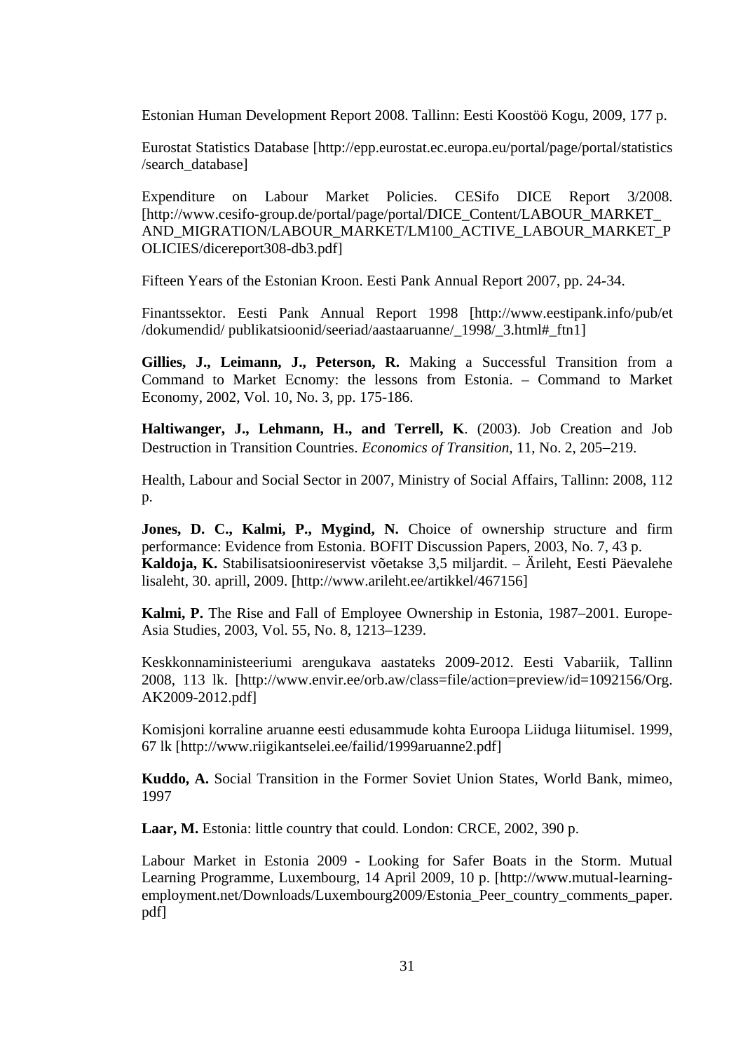Estonian Human Development Report 2008. Tallinn: Eesti Koostöö Kogu, 2009, 177 p.

Eurostat Statistics Database [http://epp.eurostat.ec.europa.eu/portal/page/portal/statistics/search_database]

Expenditure on Labour Market Policies. CESifo DICE Report 3/2008. [http://www.cesifo-group.de/portal/page/portal/DICE_Content/LABOUR_MARKET_AND_MIGRATION/LABOUR_MARKET/LM100_ACTIVE_LABOUR_MARKET_POLICIES/dicereport308-db3.pdf]

Fifteen Years of the Estonian Kroon. Eesti Pank Annual Report 2007, pp. 24-34.

Finantssektor. Eesti Pank Annual Report 1998 [http://www.eestipank.info/pub/et/dokumendid/ publikatsioonid/seeriad/aastaaruanne/_1998/_3.html#_ftn1]

**Gillies, J., Leimann, J., Peterson, R.** Making a Successful Transition from a Command to Market Ecnomy: the lessons from Estonia. – Command to Market Economy, 2002, Vol. 10, No. 3, pp. 175-186.

**Haltiwanger, J., Lehmann, H., and Terrell, K**. (2003). Job Creation and Job Destruction in Transition Countries. *Economics of Transition*, 11, No. 2, 205–219.

Health, Labour and Social Sector in 2007, Ministry of Social Affairs, Tallinn: 2008, 112 p.

**Jones, D. C., Kalmi, P., Mygind, N.** Choice of ownership structure and firm performance: Evidence from Estonia. BOFIT Discussion Papers, 2003, No. 7, 43 p.
**Kaldoja, K.** Stabilisatsioonireservist võetakse 3,5 miljardit. – Äripäev, Eesti Päevalehe lisaleht, 30. aprill, 2009. [http://www.arileht.ee/artikkel/467156]

**Kalmi, P.** The Rise and Fall of Employee Ownership in Estonia, 1987–2001. Europe-Asia Studies, 2003, Vol. 55, No. 8, 1213–1239.

Keskkonnaministeeriumi arengukava aastateks 2009-2012. Eesti Vabariik, Tallinn 2008, 113 lk. [http://www.envir.ee/orb.aw/class=file/action=preview/id=1092156/Org.AK2009-2012.pdf]

Komisjoni korraline aruanne eesti edusammude kohta Euroopa Liiduga liitumisel. 1999, 67 lk [http://www.riigikantselei.ee/failid/1999aruanne2.pdf]

**Kuddo, A.** Social Transition in the Former Soviet Union States, World Bank, mimeo, 1997

**Laar, M.** Estonia: little country that could. London: CRCE, 2002, 390 p.

Labour Market in Estonia 2009 - Looking for Safer Boats in the Storm. Mutual Learning Programme, Luxembourg, 14 April 2009, 10 p. [http://www.mutual-learning-employment.net/Downloads/Luxembourg2009/Estonia_Peer_country_comments_paper.pdf]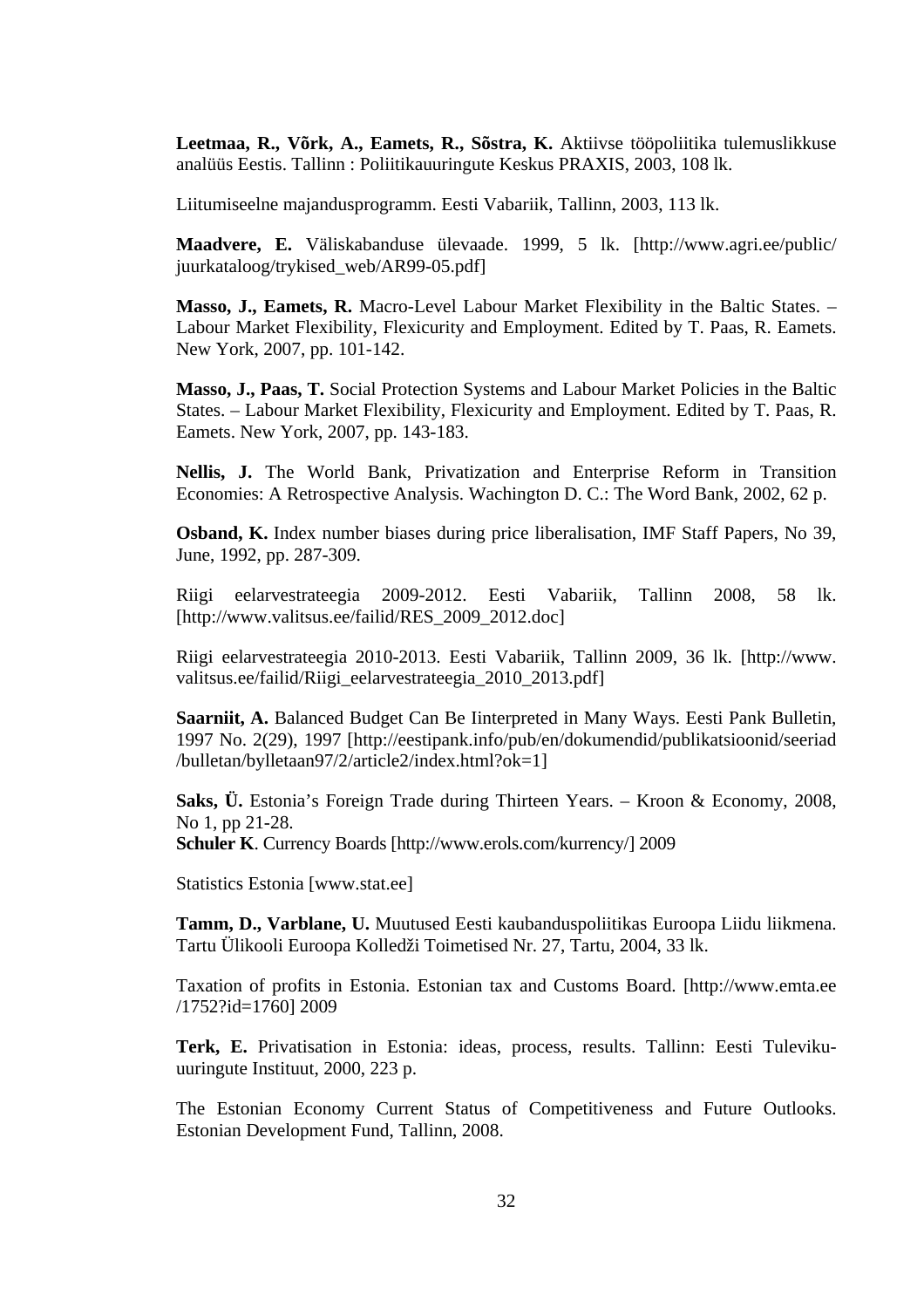**Leetmaa, R., Võrk, A., Eamets, R., Sõstra, K.** Aktiivse tööpoliitika tulemuslikkuse analüüs Eestis. Tallinn : Poliitikauuringute Keskus PRAXIS, 2003, 108 lk.

Liitumiseelne majandusprogramm. Eesti Vabariik, Tallinn, 2003, 113 lk.

**Maadvere, E.** Väliskabanduse ülevaade. 1999, 5 lk. [http://www.agri.ee/public/juurkataloog/trykised_web/AR99-05.pdf]

**Masso, J., Eamets, R.** Macro-Level Labour Market Flexibility in the Baltic States. – Labour Market Flexibility, Flexicurity and Employment. Edited by T. Paas, R. Eamets. New York, 2007, pp. 101-142.

**Masso, J., Paas, T.** Social Protection Systems and Labour Market Policies in the Baltic States. – Labour Market Flexibility, Flexicurity and Employment. Edited by T. Paas, R. Eamets. New York, 2007, pp. 143-183.

**Nellis, J.** The World Bank, Privatization and Enterprise Reform in Transition Economies: A Retrospective Analysis. Wachington D. C.: The Word Bank, 2002, 62 p.

**Osband, K.** Index number biases during price liberalisation, IMF Staff Papers, No 39, June, 1992, pp. 287-309.

Riigi eelarvestrateegia 2009-2012. Eesti Vabariik, Tallinn 2008, 58 lk. [http://www.valitsus.ee/failid/RES_2009_2012.doc]

Riigi eelarvestrateegia 2010-2013. Eesti Vabariik, Tallinn 2009, 36 lk. [http://www.valitsus.ee/failid/Riigi_eelarvestrateegia_2010_2013.pdf]

**Saarniit, A.** Balanced Budget Can Be Iinterpreted in Many Ways. Eesti Pank Bulletin, 1997 No. 2(29), 1997 [http://eestipank.info/pub/en/dokumendid/publikatsioonid/seeriad/bulletan/bylletaan97/2/article2/index.html?ok=1]

**Saks, Ü.** Estonia's Foreign Trade during Thirteen Years. – Kroon & Economy, 2008, No 1, pp 21-28.
**Schuler K**. Currency Boards [http://www.erols.com/kurrency/] 2009

Statistics Estonia [www.stat.ee]

**Tamm, D., Varblane, U.** Muutused Eesti kaubanduspoliitikas Euroopa Liidu liikmena. Tartu Ülikooli Euroopa Kolledži Toimetised Nr. 27, Tartu, 2004, 33 lk.

Taxation of profits in Estonia. Estonian tax and Customs Board. [http://www.emta.ee/1752?id=1760] 2009

**Terk, E.** Privatisation in Estonia: ideas, process, results. Tallinn: Eesti Tuleviku-uuringute Instituut, 2000, 223 p.

The Estonian Economy Current Status of Competitiveness and Future Outlooks. Estonian Development Fund, Tallinn, 2008.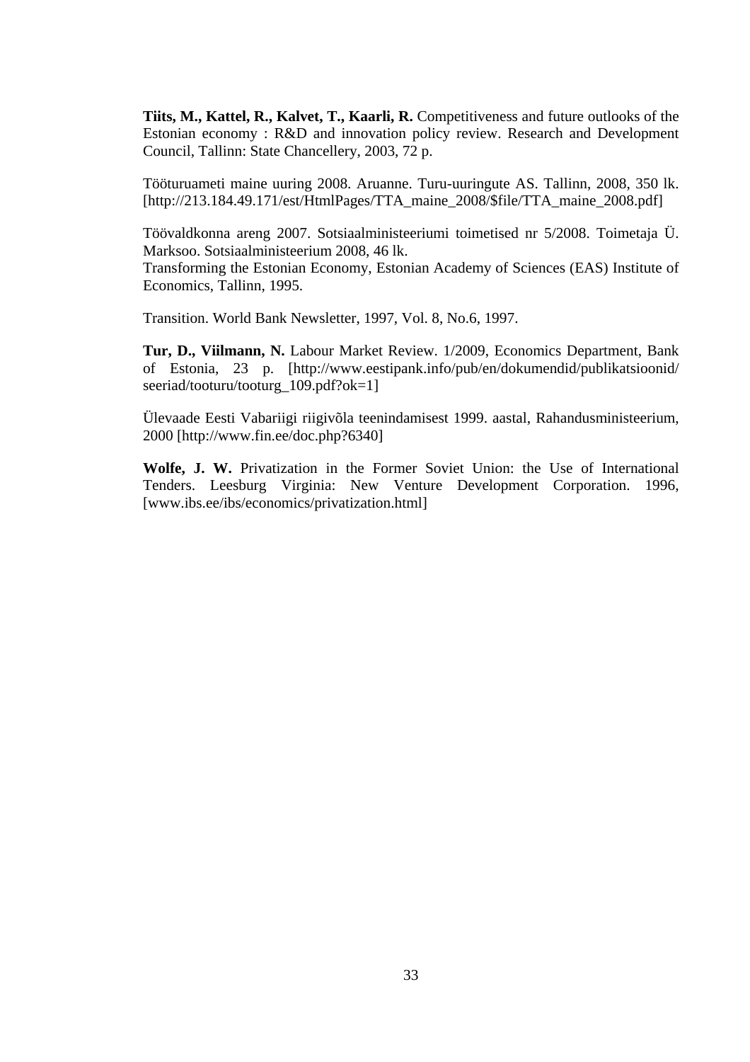**Tiits, M., Kattel, R., Kalvet, T., Kaarli, R.** Competitiveness and future outlooks of the Estonian economy : R&D and innovation policy review. Research and Development Council, Tallinn: State Chancellery, 2003, 72 p.

Tööturuameti maine uuring 2008. Aruanne. Turu-uuringute AS. Tallinn, 2008, 350 lk. [http://213.184.49.171/est/HtmlPages/TTA_maine_2008/$file/TTA_maine_2008.pdf]

Töövaldkonna areng 2007. Sotsiaalministeeriumi toimetised nr 5/2008. Toimetaja Ü. Marksoo. Sotsiaalministeerium 2008, 46 lk.
Transforming the Estonian Economy, Estonian Academy of Sciences (EAS) Institute of Economics, Tallinn, 1995.

Transition. World Bank Newsletter, 1997, Vol. 8, No.6, 1997.

**Tur, D., Viilmann, N.** Labour Market Review. 1/2009, Economics Department, Bank of Estonia, 23 p. [http://www.eestipank.info/pub/en/dokumendid/publikatsioonid/seeriad/tooturu/tooturg_109.pdf?ok=1]

Ülevaade Eesti Vabariigi riigivõla teenindamisest 1999. aastal, Rahandusministeerium, 2000 [http://www.fin.ee/doc.php?6340]

**Wolfe, J. W.** Privatization in the Former Soviet Union: the Use of International Tenders. Leesburg Virginia: New Venture Development Corporation. 1996, [www.ibs.ee/ibs/economics/privatization.html]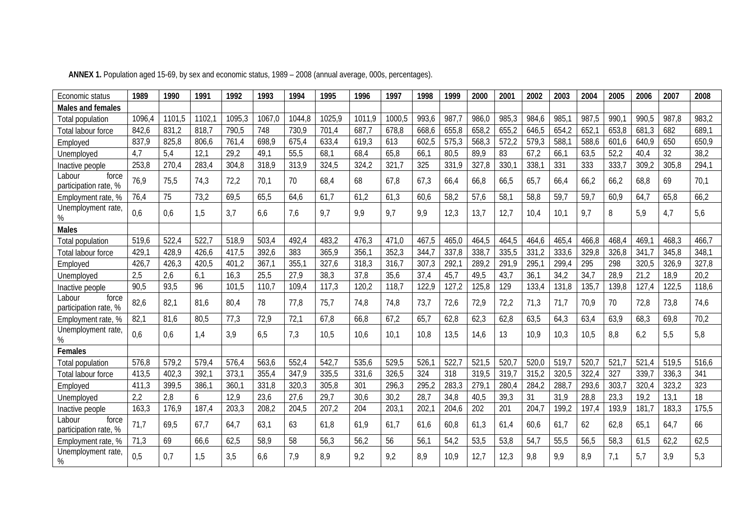**ANNEX 1.** Population aged 15-69, by sex and economic status, 1989 – 2008 (annual average, 000s, percentages).

| Economic status | 1989 | 1990 | 1991 | 1992 | 1993 | 1994 | 1995 | 1996 | 1997 | 1998 | 1999 | 2000 | 2001 | 2002 | 2003 | 2004 | 2005 | 2006 | 2007 | 2008 |
|---|---|---|---|---|---|---|---|---|---|---|---|---|---|---|---|---|---|---|---|---|
| **Males and females** | | | | | | | | | | | | | | | | | | | | |
| Total population | 1096,4 | 1101,5 | 1102,1 | 1095,3 | 1067,0 | 1044,8 | 1025,9 | 1011,9 | 1000,5 | 993,6 | 987,7 | 986,0 | 985,3 | 984,6 | 985,1 | 987,5 | 990,1 | 990,5 | 987,8 | 983,2 |
| Total labour force | 842,6 | 831,2 | 818,7 | 790,5 | 748 | 730,9 | 701,4 | 687,7 | 678,8 | 668,6 | 655,8 | 658,2 | 655,2 | 646,5 | 654,2 | 652,1 | 653,8 | 681,3 | 682 | 689,1 |
| Employed | 837,9 | 825,8 | 806,6 | 761,4 | 698,9 | 675,4 | 633,4 | 619,3 | 613 | 602,5 | 575,3 | 568,3 | 572,2 | 579,3 | 588,1 | 588,6 | 601,6 | 640,9 | 650 | 650,9 |
| Unemployed | 4,7 | 5,4 | 12,1 | 29,2 | 49,1 | 55,5 | 68,1 | 68,4 | 65,8 | 66,1 | 80,5 | 89,9 | 83 | 67,2 | 66,1 | 63,5 | 52,2 | 40,4 | 32 | 38,2 |
| Inactive people | 253,8 | 270,4 | 283,4 | 304,8 | 318,9 | 313,9 | 324,5 | 324,2 | 321,7 | 325 | 331,9 | 327,8 | 330,1 | 338,1 | 331 | 333 | 333,7 | 309,2 | 305,8 | 294,1 |
| Labour force participation rate, % | 76,9 | 75,5 | 74,3 | 72,2 | 70,1 | 70 | 68,4 | 68 | 67,8 | 67,3 | 66,4 | 66,8 | 66,5 | 65,7 | 66,4 | 66,2 | 66,2 | 68,8 | 69 | 70,1 |
| Employment rate, % | 76,4 | 75 | 73,2 | 69,5 | 65,5 | 64,6 | 61,7 | 61,2 | 61,3 | 60,6 | 58,2 | 57,6 | 58,1 | 58,8 | 59,7 | 59,7 | 60,9 | 64,7 | 65,8 | 66,2 |
| Unemployment rate, % | 0,6 | 0,6 | 1,5 | 3,7 | 6,6 | 7,6 | 9,7 | 9,9 | 9,7 | 9,9 | 12,3 | 13,7 | 12,7 | 10,4 | 10,1 | 9,7 | 8 | 5,9 | 4,7 | 5,6 |
| **Males** | | | | | | | | | | | | | | | | | | | | |
| Total population | 519,6 | 522,4 | 522,7 | 518,9 | 503,4 | 492,4 | 483,2 | 476,3 | 471,0 | 467,5 | 465,0 | 464,5 | 464,5 | 464,6 | 465,4 | 466,8 | 468,4 | 469,1 | 468,3 | 466,7 |
| Total labour force | 429,1 | 428,9 | 426,6 | 417,5 | 392,6 | 383 | 365,9 | 356,1 | 352,3 | 344,7 | 337,8 | 338,7 | 335,5 | 331,2 | 333,6 | 329,8 | 326,8 | 341,7 | 345,8 | 348,1 |
| Employed | 426,7 | 426,3 | 420,5 | 401,2 | 367,1 | 355,1 | 327,6 | 318,3 | 316,7 | 307,3 | 292,1 | 289,2 | 291,9 | 295,1 | 299,4 | 295 | 298 | 320,5 | 326,9 | 327,8 |
| Unemployed | 2,5 | 2,6 | 6,1 | 16,3 | 25,5 | 27,9 | 38,3 | 37,8 | 35,6 | 37,4 | 45,7 | 49,5 | 43,7 | 36,1 | 34,2 | 34,7 | 28,9 | 21,2 | 18,9 | 20,2 |
| Inactive people | 90,5 | 93,5 | 96 | 101,5 | 110,7 | 109,4 | 117,3 | 120,2 | 118,7 | 122,9 | 127,2 | 125,8 | 129 | 133,4 | 131,8 | 135,7 | 139,8 | 127,4 | 122,5 | 118,6 |
| Labour force participation rate, % | 82,6 | 82,1 | 81,6 | 80,4 | 78 | 77,8 | 75,7 | 74,8 | 74,8 | 73,7 | 72,6 | 72,9 | 72,2 | 71,3 | 71,7 | 70,9 | 70 | 72,8 | 73,8 | 74,6 |
| Employment rate, % | 82,1 | 81,6 | 80,5 | 77,3 | 72,9 | 72,1 | 67,8 | 66,8 | 67,2 | 65,7 | 62,8 | 62,3 | 62,8 | 63,5 | 64,3 | 63,4 | 63,9 | 68,3 | 69,8 | 70,2 |
| Unemployment rate, % | 0,6 | 0,6 | 1,4 | 3,9 | 6,5 | 7,3 | 10,5 | 10,6 | 10,1 | 10,8 | 13,5 | 14,6 | 13 | 10,9 | 10,3 | 10,5 | 8,8 | 6,2 | 5,5 | 5,8 |
| **Females** | | | | | | | | | | | | | | | | | | | | |
| Total population | 576,8 | 579,2 | 579,4 | 576,4 | 563,6 | 552,4 | 542,7 | 535,6 | 529,5 | 526,1 | 522,7 | 521,5 | 520,7 | 520,0 | 519,7 | 520,7 | 521,7 | 521,4 | 519,5 | 516,6 |
| Total labour force | 413,5 | 402,3 | 392,1 | 373,1 | 355,4 | 347,9 | 335,5 | 331,6 | 326,5 | 324 | 318 | 319,5 | 319,7 | 315,2 | 320,5 | 322,4 | 327 | 339,7 | 336,3 | 341 |
| Employed | 411,3 | 399,5 | 386,1 | 360,1 | 331,8 | 320,3 | 305,8 | 301 | 296,3 | 295,2 | 283,3 | 279,1 | 280,4 | 284,2 | 288,7 | 293,6 | 303,7 | 320,4 | 323,2 | 323 |
| Unemployed | 2,2 | 2,8 | 6 | 12,9 | 23,6 | 27,6 | 29,7 | 30,6 | 30,2 | 28,7 | 34,8 | 40,5 | 39,3 | 31 | 31,9 | 28,8 | 23,3 | 19,2 | 13,1 | 18 |
| Inactive people | 163,3 | 176,9 | 187,4 | 203,3 | 208,2 | 204,5 | 207,2 | 204 | 203,1 | 202,1 | 204,6 | 202 | 201 | 204,7 | 199,2 | 197,4 | 193,9 | 181,7 | 183,3 | 175,5 |
| Labour force participation rate, % | 71,7 | 69,5 | 67,7 | 64,7 | 63,1 | 63 | 61,8 | 61,9 | 61,7 | 61,6 | 60,8 | 61,3 | 61,4 | 60,6 | 61,7 | 62 | 62,8 | 65,1 | 64,7 | 66 |
| Employment rate, % | 71,3 | 69 | 66,6 | 62,5 | 58,9 | 58 | 56,3 | 56,2 | 56 | 56,1 | 54,2 | 53,5 | 53,8 | 54,7 | 55,5 | 56,5 | 58,3 | 61,5 | 62,2 | 62,5 |
| Unemployment rate, % | 0,5 | 0,7 | 1,5 | 3,5 | 6,6 | 7,9 | 8,9 | 9,2 | 9,2 | 8,9 | 10,9 | 12,7 | 12,3 | 9,8 | 9,9 | 8,9 | 7,1 | 5,7 | 3,9 | 5,3 |